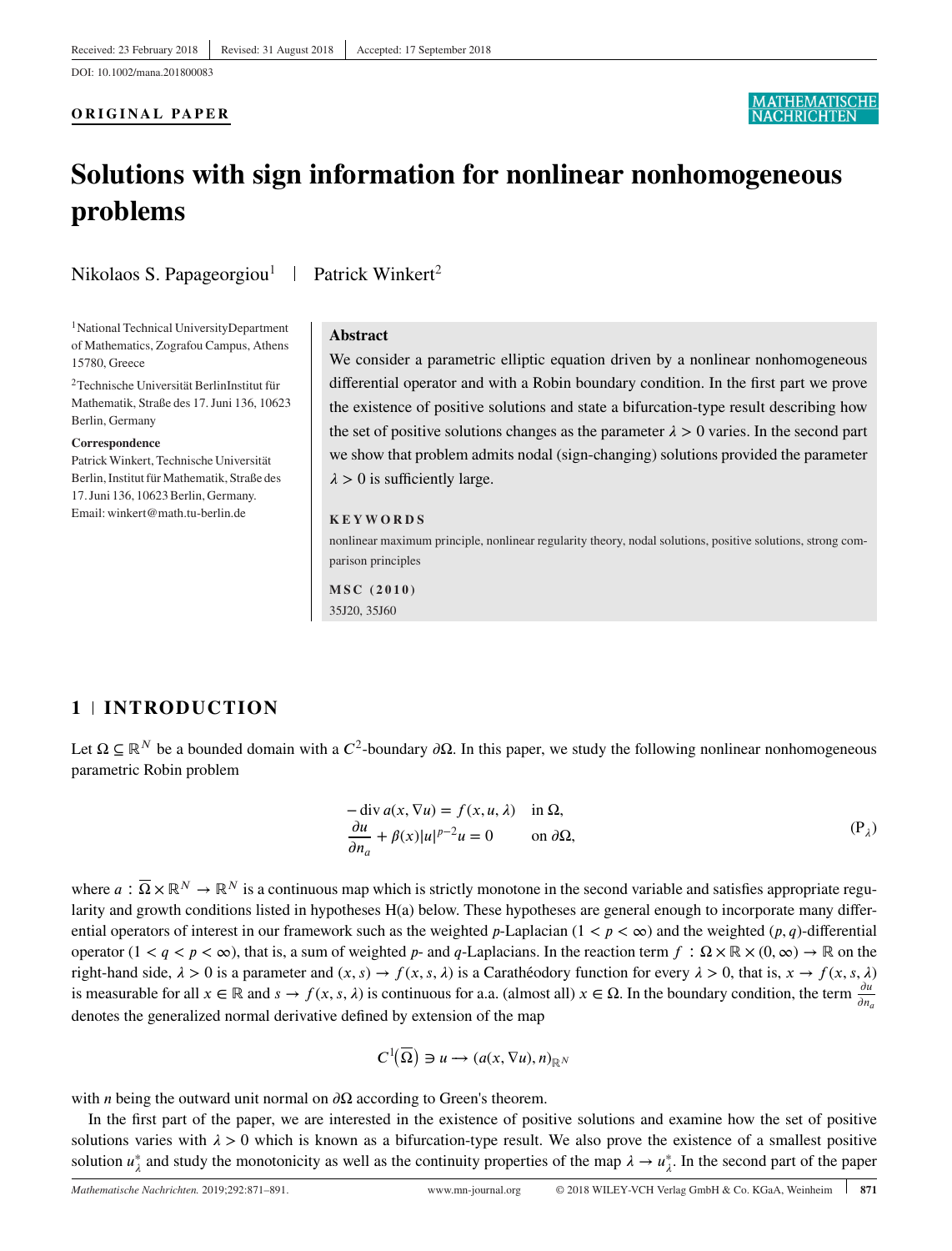Received: 23 February 2018 | Revised: 31 August 2018 | Accepted: 17 September 2018

DOI: 10.1002/mana.201800083

**ORIGINAL PAPER**

# Solutions with sign information for nonlinear nonhomogeneous problems

Nikolaos S. Papageorgiou[1] | Patrick Winkert[2]

[1]National Technical UniversityDepartment of Mathematics, Zografou Campus, Athens 15780, Greece

[2]Technische Universität BerlinInstitut für Mathematik, Straße des 17. Juni 136, 10623 Berlin, Germany

**Correspondence**
Patrick Winkert, Technische Universität Berlin, Institut für Mathematik, Straße des 17. Juni 136, 10623 Berlin, Germany.
Email: winkert@math.tu-berlin.de

**Abstract**

We consider a parametric elliptic equation driven by a nonlinear nonhomogeneous differential operator and with a Robin boundary condition. In the first part we prove the existence of positive solutions and state a bifurcation-type result describing how the set of positive solutions changes as the parameter $\lambda > 0$ varies. In the second part we show that problem admits nodal (sign-changing) solutions provided the parameter $\lambda > 0$ is sufficiently large.

**KEYWORDS**

nonlinear maximum principle, nonlinear regularity theory, nodal solutions, positive solutions, strong comparison principles

**MSC (2010)**

35J20, 35J60

## 1 | INTRODUCTION

Let $\Omega \subseteq \mathbb{R}^N$ be a bounded domain with a $C^2$-boundary $\partial\Omega$. In this paper, we study the following nonlinear nonhomogeneous parametric Robin problem

$$
\begin{aligned}
-\operatorname{div} a(x, \nabla u) &= f(x, u, \lambda) \quad \text{in } \Omega,\\
\frac{\partial u}{\partial n_a} + \beta(x)|u|^{p-2}u &= 0 \qquad\quad\ \text{on } \partial\Omega,
\end{aligned}
\tag{P$_\lambda$}
$$

where $a : \overline{\Omega} \times \mathbb{R}^N \to \mathbb{R}^N$ is a continuous map which is strictly monotone in the second variable and satisfies appropriate regularity and growth conditions listed in hypotheses H(a) below. These hypotheses are general enough to incorporate many differential operators of interest in our framework such as the weighted $p$-Laplacian ($1 < p < \infty$) and the weighted $(p, q)$-differential operator ($1 < q < p < \infty$), that is, a sum of weighted $p$- and $q$-Laplacians. In the reaction term $f : \Omega \times \mathbb{R} \times (0, \infty) \to \mathbb{R}$ on the right-hand side, $\lambda > 0$ is a parameter and $(x, s) \to f(x, s, \lambda)$ is a Carathéodory function for every $\lambda > 0$, that is, $x \to f(x, s, \lambda)$ is measurable for all $x \in \mathbb{R}$ and $s \to f(x, s, \lambda)$ is continuous for a.a. (almost all) $x \in \Omega$. In the boundary condition, the term $\frac{\partial u}{\partial n_a}$ denotes the generalized normal derivative defined by extension of the map

$$
C^1(\overline{\Omega}) \ni u \longrightarrow (a(x, \nabla u), n)_{\mathbb{R}^N}
$$

with $n$ being the outward unit normal on $\partial\Omega$ according to Green's theorem.

In the first part of the paper, we are interested in the existence of positive solutions and examine how the set of positive solutions varies with $\lambda > 0$ which is known as a bifurcation-type result. We also prove the existence of a smallest positive solution $u_\lambda^*$ and study the monotonicity as well as the continuity properties of the map $\lambda \to u_\lambda^*$. In the second part of the paper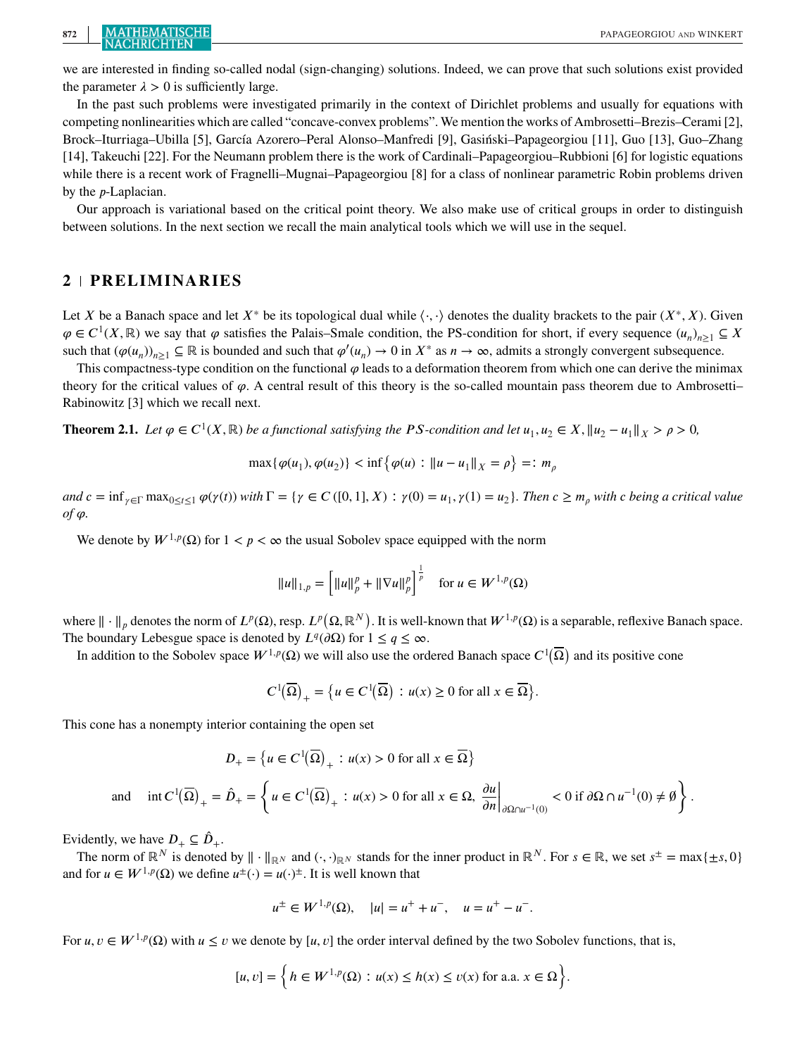we are interested in finding so-called nodal (sign-changing) solutions. Indeed, we can prove that such solutions exist provided the parameter $\lambda > 0$ is sufficiently large.

In the past such problems were investigated primarily in the context of Dirichlet problems and usually for equations with competing nonlinearities which are called "concave-convex problems". We mention the works of Ambrosetti–Brezis–Cerami [2], Brock–Iturriaga–Ubilla [5], García Azorero–Peral Alonso–Manfredi [9], Gasiński–Papageorgiou [11], Guo [13], Guo–Zhang [14], Takeuchi [22]. For the Neumann problem there is the work of Cardinali–Papageorgiou–Rubbioni [6] for logistic equations while there is a recent work of Fragnelli–Mugnai–Papageorgiou [8] for a class of nonlinear parametric Robin problems driven by the $p$-Laplacian.

Our approach is variational based on the critical point theory. We also make use of critical groups in order to distinguish between solutions. In the next section we recall the main analytical tools which we will use in the sequel.

## 2 | PRELIMINARIES

Let $X$ be a Banach space and let $X^*$ be its topological dual while $\langle \cdot, \cdot \rangle$ denotes the duality brackets to the pair $(X^*, X)$. Given $\varphi \in C^1(X, \mathbb{R})$ we say that $\varphi$ satisfies the Palais–Smale condition, the PS-condition for short, if every sequence $(u_n)_{n\geq 1} \subseteq X$ such that $(\varphi(u_n))_{n\geq 1} \subseteq \mathbb{R}$ is bounded and such that $\varphi'(u_n) \to 0$ in $X^*$ as $n \to \infty$, admits a strongly convergent subsequence.

This compactness-type condition on the functional $\varphi$ leads to a deformation theorem from which one can derive the minimax theory for the critical values of $\varphi$. A central result of this theory is the so-called mountain pass theorem due to Ambrosetti–Rabinowitz [3] which we recall next.

**Theorem 2.1.** *Let $\varphi \in C^1(X, \mathbb{R})$ be a functional satisfying the PS-condition and let $u_1, u_2 \in X$, $\|u_2 - u_1\|_X > \rho > 0$,*

$$\max\{\varphi(u_1), \varphi(u_2)\} < \inf\{\varphi(u) : \|u - u_1\|_X = \rho\} =: m_\rho$$

*and $c = \inf_{\gamma\in\Gamma} \max_{0\leq t\leq 1} \varphi(\gamma(t))$ with $\Gamma = \{\gamma \in C([0,1], X) : \gamma(0) = u_1, \gamma(1) = u_2\}$. Then $c \geq m_\rho$ with $c$ being a critical value of $\varphi$.*

We denote by $W^{1,p}(\Omega)$ for $1 < p < \infty$ the usual Sobolev space equipped with the norm

$$\|u\|_{1,p} = \left[\|u\|_p^p + \|\nabla u\|_p^p\right]^{\frac{1}{p}} \quad \text{for } u \in W^{1,p}(\Omega)$$

where $\|\cdot\|_p$ denotes the norm of $L^p(\Omega)$, resp. $L^p(\Omega, \mathbb{R}^N)$. It is well-known that $W^{1,p}(\Omega)$ is a separable, reflexive Banach space. The boundary Lebesgue space is denoted by $L^q(\partial\Omega)$ for $1 \leq q \leq \infty$.

In addition to the Sobolev space $W^{1,p}(\Omega)$ we will also use the ordered Banach space $C^1(\overline{\Omega})$ and its positive cone

$$C^1(\overline{\Omega})_+ = \{u \in C^1(\overline{\Omega}) : u(x) \geq 0 \text{ for all } x \in \overline{\Omega}\}.$$

This cone has a nonempty interior containing the open set

$$D_+ = \{u \in C^1(\overline{\Omega})_+ : u(x) > 0 \text{ for all } x \in \overline{\Omega}\}$$

$$\text{and} \quad \operatorname{int} C^1(\overline{\Omega})_+ = \hat{D}_+ = \left\{u \in C^1(\overline{\Omega})_+ : u(x) > 0 \text{ for all } x \in \Omega,\ \frac{\partial u}{\partial n}\bigg|_{\partial\Omega \cap u^{-1}(0)} < 0 \text{ if } \partial\Omega \cap u^{-1}(0) \neq \emptyset\right\}.$$

Evidently, we have $D_+ \subseteq \hat{D}_+$.

The norm of $\mathbb{R}^N$ is denoted by $\|\cdot\|_{\mathbb{R}^N}$ and $(\cdot,\cdot)_{\mathbb{R}^N}$ stands for the inner product in $\mathbb{R}^N$. For $s \in \mathbb{R}$, we set $s^\pm = \max\{\pm s, 0\}$ and for $u \in W^{1,p}(\Omega)$ we define $u^\pm(\cdot) = u(\cdot)^\pm$. It is well known that

$$u^\pm \in W^{1,p}(\Omega), \quad |u| = u^+ + u^-, \quad u = u^+ - u^-.$$

For $u, v \in W^{1,p}(\Omega)$ with $u \leq v$ we denote by $[u, v]$ the order interval defined by the two Sobolev functions, that is,

$$[u, v] = \left\{h \in W^{1,p}(\Omega) : u(x) \leq h(x) \leq v(x) \text{ for a.a. } x \in \Omega\right\}.$$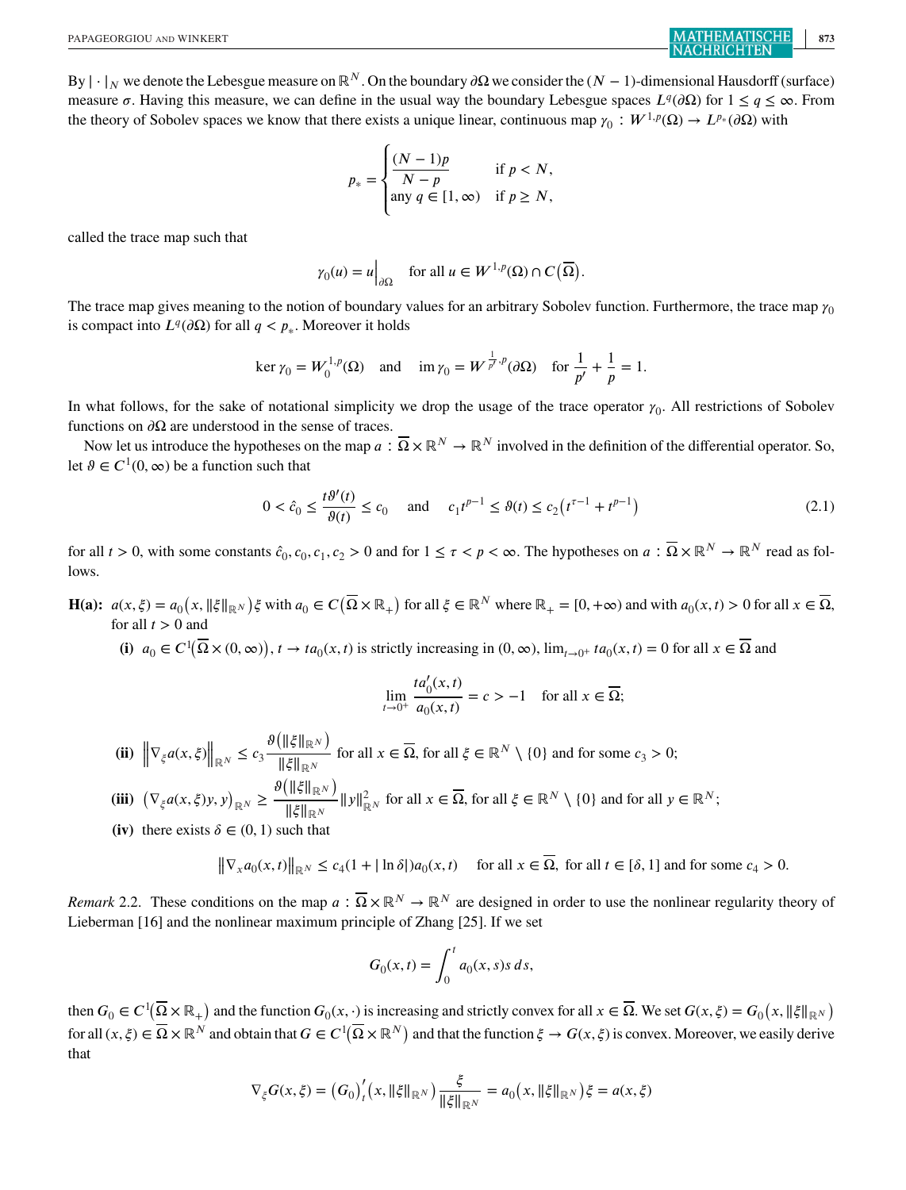By $|\cdot|_N$ we denote the Lebesgue measure on $\mathbb{R}^N$. On the boundary $\partial\Omega$ we consider the $(N-1)$-dimensional Hausdorff (surface) measure $\sigma$. Having this measure, we can define in the usual way the boundary Lebesgue spaces $L^q(\partial\Omega)$ for $1 \leq q \leq \infty$. From the theory of Sobolev spaces we know that there exists a unique linear, continuous map $\gamma_0 : W^{1,p}(\Omega) \to L^{p_*}(\partial\Omega)$ with

$$
p_* = \begin{cases} \dfrac{(N-1)p}{N-p} & \text{if } p < N, \\ \text{any } q \in [1,\infty) & \text{if } p \geq N, \end{cases}
$$

called the trace map such that

$$
\gamma_0(u) = u\Big|_{\partial\Omega} \quad \text{for all } u \in W^{1,p}(\Omega) \cap C\big(\overline{\Omega}\big).
$$

The trace map gives meaning to the notion of boundary values for an arbitrary Sobolev function. Furthermore, the trace map $\gamma_0$ is compact into $L^q(\partial\Omega)$ for all $q < p_*$. Moreover it holds

$$
\ker \gamma_0 = W_0^{1,p}(\Omega) \quad \text{and} \quad \operatorname{im} \gamma_0 = W^{\frac{1}{p'},p}(\partial\Omega) \quad \text{for } \frac{1}{p'} + \frac{1}{p} = 1.
$$

In what follows, for the sake of notational simplicity we drop the usage of the trace operator $\gamma_0$. All restrictions of Sobolev functions on $\partial\Omega$ are understood in the sense of traces.

Now let us introduce the hypotheses on the map $a : \overline{\Omega} \times \mathbb{R}^N \to \mathbb{R}^N$ involved in the definition of the differential operator. So, let $\vartheta \in C^1(0,\infty)$ be a function such that

$$
0 < \hat{c}_0 \leq \frac{t\vartheta'(t)}{\vartheta(t)} \leq c_0 \quad \text{and} \quad c_1 t^{p-1} \leq \vartheta(t) \leq c_2\big(t^{\tau-1} + t^{p-1}\big) \tag{2.1}
$$

for all $t > 0$, with some constants $\hat{c}_0, c_0, c_1, c_2 > 0$ and for $1 \leq \tau < p < \infty$. The hypotheses on $a : \overline{\Omega} \times \mathbb{R}^N \to \mathbb{R}^N$ read as follows.

**H(a):** $a(x,\xi) = a_0\big(x, \|\xi\|_{\mathbb{R}^N}\big)\xi$ with $a_0 \in C\big(\overline{\Omega} \times \mathbb{R}_+\big)$ for all $\xi \in \mathbb{R}^N$ where $\mathbb{R}_+ = [0,+\infty)$ and with $a_0(x,t) > 0$ for all $x \in \overline{\Omega}$, for all $t > 0$ and

- **(i)** $a_0 \in C^1\big(\overline{\Omega} \times (0,\infty)\big)$, $t \to t a_0(x,t)$ is strictly increasing in $(0,\infty)$, $\lim_{t\to 0^+} t a_0(x,t) = 0$ for all $x \in \overline{\Omega}$ and

$$
\lim_{t \to 0^+} \frac{t a_0'(x,t)}{a_0(x,t)} = c > -1 \quad \text{for all } x \in \overline{\Omega};
$$

- **(ii)** $\Big\|\nabla_\xi a(x,\xi)\Big\|_{\mathbb{R}^N} \leq c_3 \dfrac{\vartheta\big(\|\xi\|_{\mathbb{R}^N}\big)}{\|\xi\|_{\mathbb{R}^N}}$ for all $x \in \overline{\Omega}$, for all $\xi \in \mathbb{R}^N \setminus \{0\}$ and for some $c_3 > 0$;
- **(iii)** $\big(\nabla_\xi a(x,\xi)y, y\big)_{\mathbb{R}^N} \geq \dfrac{\vartheta\big(\|\xi\|_{\mathbb{R}^N}\big)}{\|\xi\|_{\mathbb{R}^N}} \|y\|^2_{\mathbb{R}^N}$ for all $x \in \overline{\Omega}$, for all $\xi \in \mathbb{R}^N \setminus \{0\}$ and for all $y \in \mathbb{R}^N$;
- **(iv)** there exists $\delta \in (0,1)$ such that

$$
\big\|\nabla_x a_0(x,t)\big\|_{\mathbb{R}^N} \leq c_4(1 + |\ln \delta|)a_0(x,t) \quad \text{for all } x \in \overline{\Omega}, \text{ for all } t \in [\delta, 1] \text{ and for some } c_4 > 0.
$$

*Remark* 2.2. These conditions on the map $a : \overline{\Omega} \times \mathbb{R}^N \to \mathbb{R}^N$ are designed in order to use the nonlinear regularity theory of Lieberman [16] and the nonlinear maximum principle of Zhang [25]. If we set

$$
G_0(x,t) = \int_0^t a_0(x,s)s\,ds,
$$

then $G_0 \in C^1\big(\overline{\Omega} \times \mathbb{R}_+\big)$ and the function $G_0(x,\cdot)$ is increasing and strictly convex for all $x \in \overline{\Omega}$. We set $G(x,\xi) = G_0\big(x, \|\xi\|_{\mathbb{R}^N}\big)$ for all $(x,\xi) \in \overline{\Omega} \times \mathbb{R}^N$ and obtain that $G \in C^1\big(\overline{\Omega} \times \mathbb{R}^N\big)$ and that the function $\xi \to G(x,\xi)$ is convex. Moreover, we easily derive that

$$
\nabla_\xi G(x,\xi) = \big(G_0\big)'_t\big(x, \|\xi\|_{\mathbb{R}^N}\big)\frac{\xi}{\|\xi\|_{\mathbb{R}^N}} = a_0\big(x, \|\xi\|_{\mathbb{R}^N}\big)\xi = a(x,\xi)
$$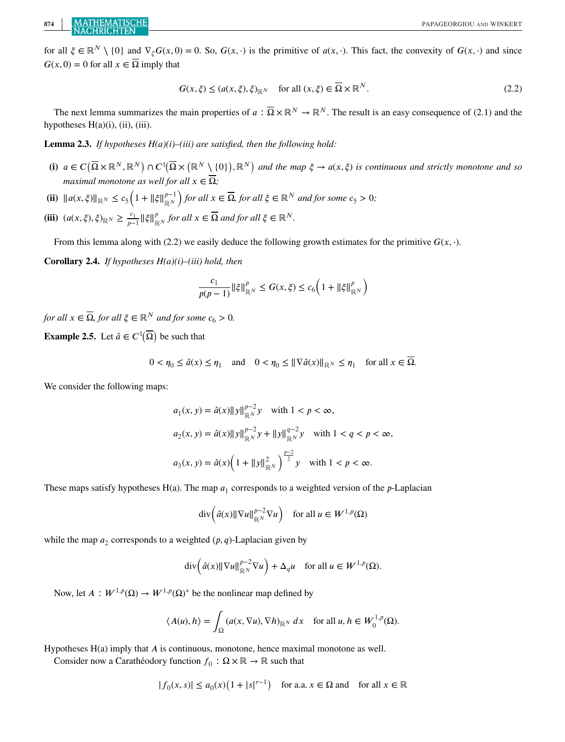for all $\xi \in \mathbb{R}^N \setminus \{0\}$ and $\nabla_\xi G(x, 0) = 0$. So, $G(x, \cdot)$ is the primitive of $a(x, \cdot)$. This fact, the convexity of $G(x, \cdot)$ and since $G(x, 0) = 0$ for all $x \in \overline{\Omega}$ imply that

$$G(x, \xi) \leq (a(x, \xi), \xi)_{\mathbb{R}^N} \quad \text{for all } (x, \xi) \in \overline{\Omega} \times \mathbb{R}^N. \tag{2.2}$$

The next lemma summarizes the main properties of $a : \overline{\Omega} \times \mathbb{R}^N \to \mathbb{R}^N$. The result is an easy consequence of (2.1) and the hypotheses H(a)(i), (ii), (iii).

**Lemma 2.3.** *If hypotheses H(a)(i)–(iii) are satisfied, then the following hold:*

- **(i)** $a \in C\left(\overline{\Omega} \times \mathbb{R}^N, \mathbb{R}^N\right) \cap C^1\left(\overline{\Omega} \times \left(\mathbb{R}^N \setminus \{0\}\right), \mathbb{R}^N\right)$ *and the map* $\xi \to a(x, \xi)$ *is continuous and strictly monotone and so maximal monotone as well for all* $x \in \overline{\Omega}$*;*
- **(ii)** $\|a(x, \xi)\|_{\mathbb{R}^N} \leq c_5\left(1 + \|\xi\|_{\mathbb{R}^N}^{p-1}\right)$ *for all* $x \in \overline{\Omega}$*, for all* $\xi \in \mathbb{R}^N$ *and for some* $c_5 > 0$*;*
- **(iii)** $(a(x, \xi), \xi)_{\mathbb{R}^N} \geq \frac{c_1}{p-1}\|\xi\|_{\mathbb{R}^N}^p$ *for all* $x \in \overline{\Omega}$ *and for all* $\xi \in \mathbb{R}^N$.

From this lemma along with (2.2) we easily deduce the following growth estimates for the primitive $G(x, \cdot)$.

**Corollary 2.4.** *If hypotheses H(a)(i)–(iii) hold, then*

$$\frac{c_1}{p(p-1)}\|\xi\|_{\mathbb{R}^N}^p \leq G(x, \xi) \leq c_6\left(1 + \|\xi\|_{\mathbb{R}^N}^p\right)$$

*for all* $x \in \overline{\Omega}$*, for all* $\xi \in \mathbb{R}^N$ *and for some* $c_6 > 0$*.*

**Example 2.5.** Let $\hat{a} \in C^1(\overline{\Omega})$ be such that

$$0 < \eta_0 \leq \hat{a}(x) \leq \eta_1 \quad \text{and} \quad 0 < \eta_0 \leq \|\nabla \hat{a}(x)\|_{\mathbb{R}^N} \leq \eta_1 \quad \text{for all } x \in \overline{\Omega}.$$

We consider the following maps:

$$a_1(x, y) = \hat{a}(x)\|y\|_{\mathbb{R}^N}^{p-2} y \quad \text{with } 1 < p < \infty,$$

$$a_2(x, y) = \hat{a}(x)\|y\|_{\mathbb{R}^N}^{p-2} y + \|y\|_{\mathbb{R}^N}^{q-2} y \quad \text{with } 1 < q < p < \infty,$$

$$a_3(x, y) = \hat{a}(x)\left(1 + \|y\|_{\mathbb{R}^N}^2\right)^{\frac{p-2}{2}} y \quad \text{with } 1 < p < \infty.$$

These maps satisfy hypotheses H(a). The map $a_1$ corresponds to a weighted version of the $p$-Laplacian

$$\operatorname{div}\left(\hat{a}(x)\|\nabla u\|_{\mathbb{R}^N}^{p-2} \nabla u\right) \quad \text{for all } u \in W^{1,p}(\Omega)$$

while the map $a_2$ corresponds to a weighted $(p, q)$-Laplacian given by

$$\operatorname{div}\left(\hat{a}(x)\|\nabla u\|_{\mathbb{R}^N}^{p-2} \nabla u\right) + \Delta_q u \quad \text{for all } u \in W^{1,p}(\Omega).$$

Now, let $A : W^{1,p}(\Omega) \to W^{1,p}(\Omega)^*$ be the nonlinear map defined by

$$\langle A(u), h\rangle = \int_\Omega (a(x, \nabla u), \nabla h)_{\mathbb{R}^N}\, dx \quad \text{for all } u, h \in W_0^{1,p}(\Omega).$$

Hypotheses H(a) imply that $A$ is continuous, monotone, hence maximal monotone as well.

Consider now a Carathéodory function $f_0 : \Omega \times \mathbb{R} \to \mathbb{R}$ such that

$$|f_0(x, s)| \leq a_0(x)\left(1 + |s|^{r-1}\right) \quad \text{for a.a. } x \in \Omega \text{ and } \quad \text{for all } x \in \mathbb{R}$$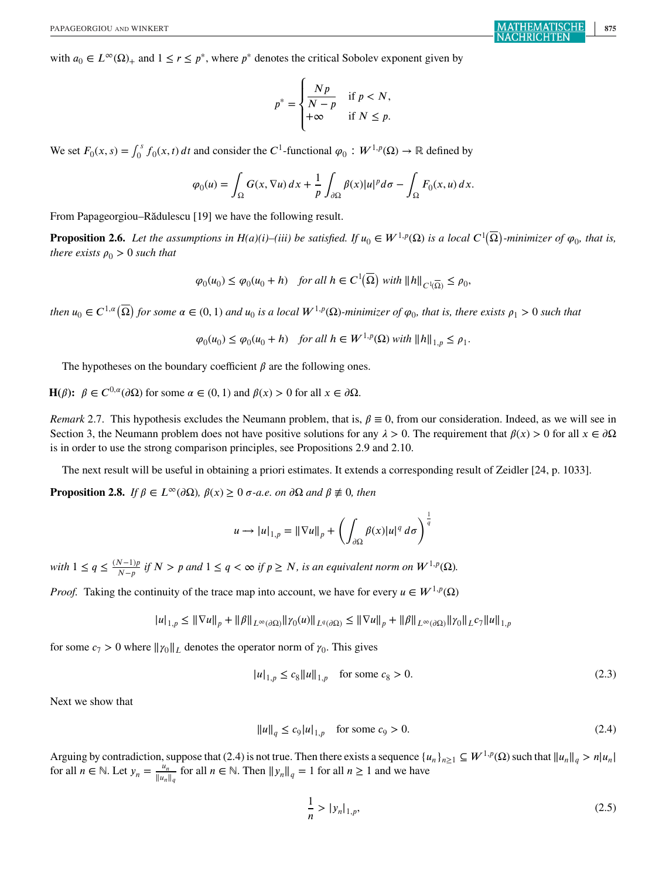with $a_0 \in L^\infty(\Omega)_+$ and $1 \le r \le p^*$, where $p^*$ denotes the critical Sobolev exponent given by

$$p^* = \begin{cases} \dfrac{Np}{N-p} & \text{if } p < N, \\ +\infty & \text{if } N \le p. \end{cases}$$

We set $F_0(x,s) = \int_0^s f_0(x,t)\,dt$ and consider the $C^1$-functional $\varphi_0 : W^{1,p}(\Omega) \to \mathbb{R}$ defined by

$$\varphi_0(u) = \int_\Omega G(x, \nabla u)\,dx + \frac{1}{p}\int_{\partial\Omega} \beta(x)|u|^p d\sigma - \int_\Omega F_0(x,u)\,dx.$$

From Papageorgiou–Rădulescu [19] we have the following result.

**Proposition 2.6.** *Let the assumptions in H(a)(i)–(iii) be satisfied. If $u_0 \in W^{1,p}(\Omega)$ is a local $C^1(\overline{\Omega})$-minimizer of $\varphi_0$, that is, there exists $\rho_0 > 0$ such that*

$$\varphi_0(u_0) \le \varphi_0(u_0 + h) \quad \text{for all } h \in C^1(\overline{\Omega}) \text{ with } \|h\|_{C^1(\overline{\Omega})} \le \rho_0,$$

*then $u_0 \in C^{1,\alpha}(\overline{\Omega})$ for some $\alpha \in (0,1)$ and $u_0$ is a local $W^{1,p}(\Omega)$-minimizer of $\varphi_0$, that is, there exists $\rho_1 > 0$ such that*

$$\varphi_0(u_0) \le \varphi_0(u_0 + h) \quad \text{for all } h \in W^{1,p}(\Omega) \text{ with } \|h\|_{1,p} \le \rho_1.$$

The hypotheses on the boundary coefficient $\beta$ are the following ones.

**H($\beta$):** $\beta \in C^{0,\alpha}(\partial\Omega)$ for some $\alpha \in (0,1)$ and $\beta(x) > 0$ for all $x \in \partial\Omega$.

*Remark* 2.7. This hypothesis excludes the Neumann problem, that is, $\beta \equiv 0$, from our consideration. Indeed, as we will see in Section 3, the Neumann problem does not have positive solutions for any $\lambda > 0$. The requirement that $\beta(x) > 0$ for all $x \in \partial\Omega$ is in order to use the strong comparison principles, see Propositions 2.9 and 2.10.

The next result will be useful in obtaining a priori estimates. It extends a corresponding result of Zeidler [24, p. 1033].

**Proposition 2.8.** *If $\beta \in L^\infty(\partial\Omega)$, $\beta(x) \ge 0$ $\sigma$-a.e. on $\partial\Omega$ and $\beta \not\equiv 0$, then*

$$u \longrightarrow |u|_{1,p} = \|\nabla u\|_p + \left(\int_{\partial\Omega} \beta(x)|u|^q\,d\sigma\right)^{\frac{1}{q}}$$

*with $1 \le q \le \frac{(N-1)p}{N-p}$ if $N > p$ and $1 \le q < \infty$ if $p \ge N$, is an equivalent norm on $W^{1,p}(\Omega)$.*

*Proof.* Taking the continuity of the trace map into account, we have for every $u \in W^{1,p}(\Omega)$

$$|u|_{1,p} \le \|\nabla u\|_p + \|\beta\|_{L^\infty(\partial\Omega)}\|\gamma_0(u)\|_{L^q(\partial\Omega)} \le \|\nabla u\|_p + \|\beta\|_{L^\infty(\partial\Omega)}\|\gamma_0\|_L c_7 \|u\|_{1,p}$$

for some $c_7 > 0$ where $\|\gamma_0\|_L$ denotes the operator norm of $\gamma_0$. This gives

$$|u|_{1,p} \le c_8\|u\|_{1,p} \quad \text{for some } c_8 > 0. \tag{2.3}$$

Next we show that

$$\|u\|_q \le c_9|u|_{1,p} \quad \text{for some } c_9 > 0. \tag{2.4}$$

Arguing by contradiction, suppose that (2.4) is not true. Then there exists a sequence $\{u_n\}_{n\ge1} \subseteq W^{1,p}(\Omega)$ such that $\|u_n\|_q > n|u_n|$ for all $n \in \mathbb{N}$. Let $y_n = \frac{u_n}{\|u_n\|_q}$ for all $n \in \mathbb{N}$. Then $\|y_n\|_q = 1$ for all $n \ge 1$ and we have

$$\frac{1}{n} > |y_n|_{1,p}, \tag{2.5}$$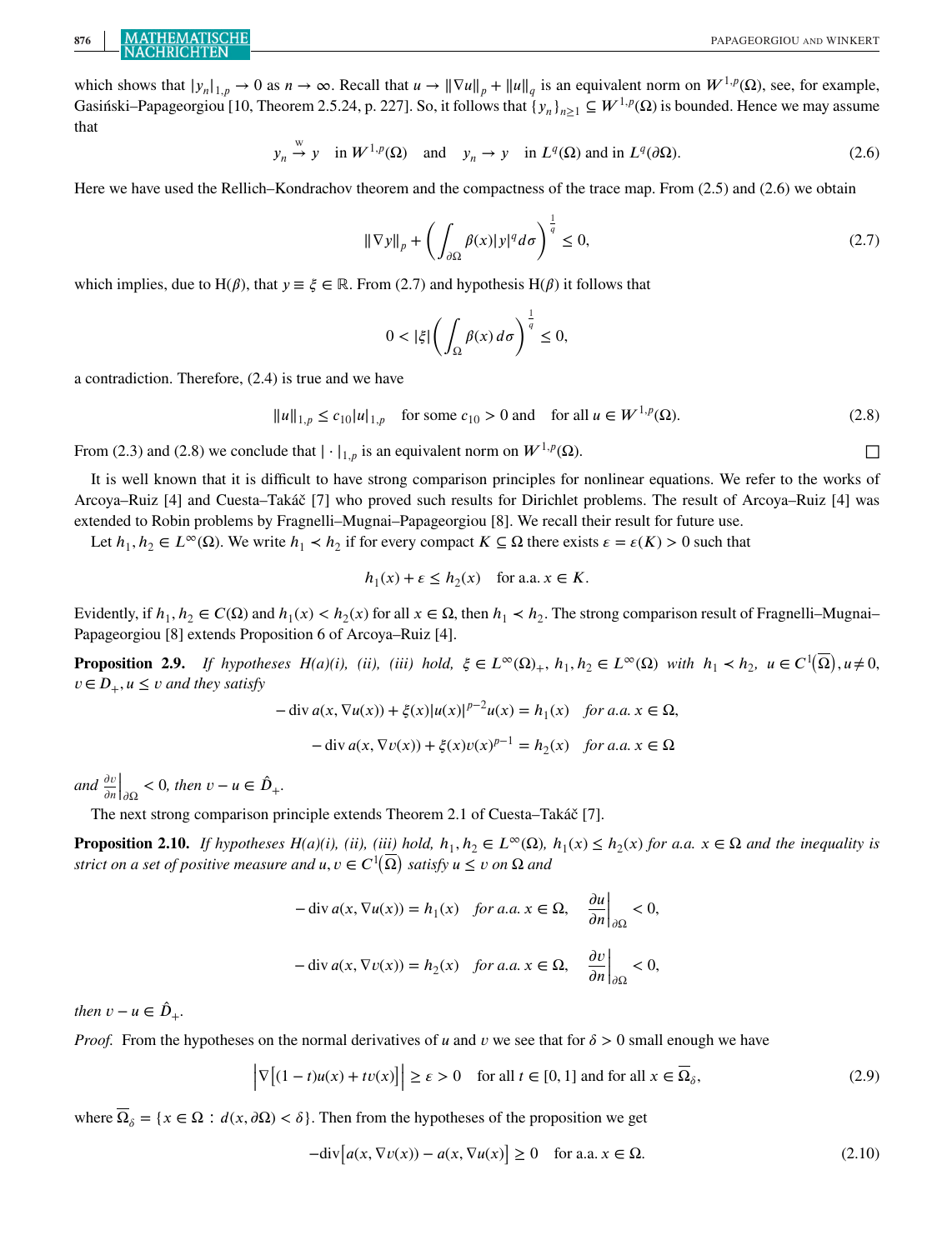which shows that $|y_n|_{1,p} \to 0$ as $n \to \infty$. Recall that $u \to \|\nabla u\|_p + \|u\|_q$ is an equivalent norm on $W^{1,p}(\Omega)$, see, for example, Gasiński–Papageorgiou [10, Theorem 2.5.24, p. 227]. So, it follows that $\{y_n\}_{n\geq 1} \subseteq W^{1,p}(\Omega)$ is bounded. Hence we may assume that

$$y_n \overset{w}{\to} y \quad \text{in } W^{1,p}(\Omega) \quad \text{and} \quad y_n \to y \quad \text{in } L^q(\Omega) \text{ and in } L^q(\partial\Omega). \tag{2.6}$$

Here we have used the Rellich–Kondrachov theorem and the compactness of the trace map. From (2.5) and (2.6) we obtain

$$\|\nabla y\|_p + \left( \int_{\partial\Omega} \beta(x)|y|^q d\sigma \right)^{\frac{1}{q}} \leq 0, \tag{2.7}$$

which implies, due to H($\beta$), that $y \equiv \xi \in \mathbb{R}$. From (2.7) and hypothesis H($\beta$) it follows that

$$0 < |\xi| \left( \int_{\Omega} \beta(x)\, d\sigma \right)^{\frac{1}{q}} \leq 0,$$

a contradiction. Therefore, (2.4) is true and we have

$$\|u\|_{1,p} \leq c_{10}|u|_{1,p} \quad \text{for some } c_{10} > 0 \text{ and } \quad \text{for all } u \in W^{1,p}(\Omega). \tag{2.8}$$

From (2.3) and (2.8) we conclude that $|\cdot|_{1,p}$ is an equivalent norm on $W^{1,p}(\Omega)$. □

It is well known that it is difficult to have strong comparison principles for nonlinear equations. We refer to the works of Arcoya–Ruiz [4] and Cuesta–Takáč [7] who proved such results for Dirichlet problems. The result of Arcoya–Ruiz [4] was extended to Robin problems by Fragnelli–Mugnai–Papageorgiou [8]. We recall their result for future use.

Let $h_1, h_2 \in L^\infty(\Omega)$. We write $h_1 \prec h_2$ if for every compact $K \subseteq \Omega$ there exists $\varepsilon = \varepsilon(K) > 0$ such that

$$h_1(x) + \varepsilon \leq h_2(x) \quad \text{for a.a. } x \in K.$$

Evidently, if $h_1, h_2 \in C(\Omega)$ and $h_1(x) < h_2(x)$ for all $x \in \Omega$, then $h_1 \prec h_2$. The strong comparison result of Fragnelli–Mugnai–Papageorgiou [8] extends Proposition 6 of Arcoya–Ruiz [4].

**Proposition 2.9.** *If hypotheses H(a)(i), (ii), (iii) hold, $\xi \in L^\infty(\Omega)_+$, $h_1, h_2 \in L^\infty(\Omega)$ with $h_1 \prec h_2$, $u \in C^1(\overline{\Omega}), u \neq 0$, $v \in D_+$, $u \leq v$ and they satisfy*

$$-\operatorname{div} a(x, \nabla u(x)) + \xi(x)|u(x)|^{p-2}u(x) = h_1(x) \quad \text{for a.a. } x \in \Omega,$$

$$-\operatorname{div} a(x, \nabla v(x)) + \xi(x)v(x)^{p-1} = h_2(x) \quad \text{for a.a. } x \in \Omega$$

*and $\frac{\partial v}{\partial n}\Big|_{\partial\Omega} < 0$, then $v - u \in \hat{D}_+$.*

The next strong comparison principle extends Theorem 2.1 of Cuesta–Takáč [7].

**Proposition 2.10.** *If hypotheses H(a)(i), (ii), (iii) hold, $h_1, h_2 \in L^\infty(\Omega)$, $h_1(x) \leq h_2(x)$ for a.a. $x \in \Omega$ and the inequality is strict on a set of positive measure and $u, v \in C^1(\overline{\Omega})$ satisfy $u \leq v$ on $\Omega$ and*

$$-\operatorname{div} a(x, \nabla u(x)) = h_1(x) \quad \text{for a.a. } x \in \Omega, \quad \frac{\partial u}{\partial n}\Big|_{\partial\Omega} < 0,$$

$$-\operatorname{div} a(x, \nabla v(x)) = h_2(x) \quad \text{for a.a. } x \in \Omega, \quad \frac{\partial v}{\partial n}\Big|_{\partial\Omega} < 0,$$

*then $v - u \in \hat{D}_+$.*

*Proof.* From the hypotheses on the normal derivatives of $u$ and $v$ we see that for $\delta > 0$ small enough we have

$$\left|\nabla\left[(1-t)u(x) + tv(x)\right]\right| \geq \varepsilon > 0 \quad \text{for all } t \in [0,1] \text{ and for all } x \in \overline{\Omega}_\delta, \tag{2.9}$$

where $\overline{\Omega}_\delta = \{x \in \Omega : d(x, \partial\Omega) < \delta\}$. Then from the hypotheses of the proposition we get

$$-\operatorname{div}\left[a(x, \nabla v(x)) - a(x, \nabla u(x)\right] \geq 0 \quad \text{for a.a. } x \in \Omega. \tag{2.10}$$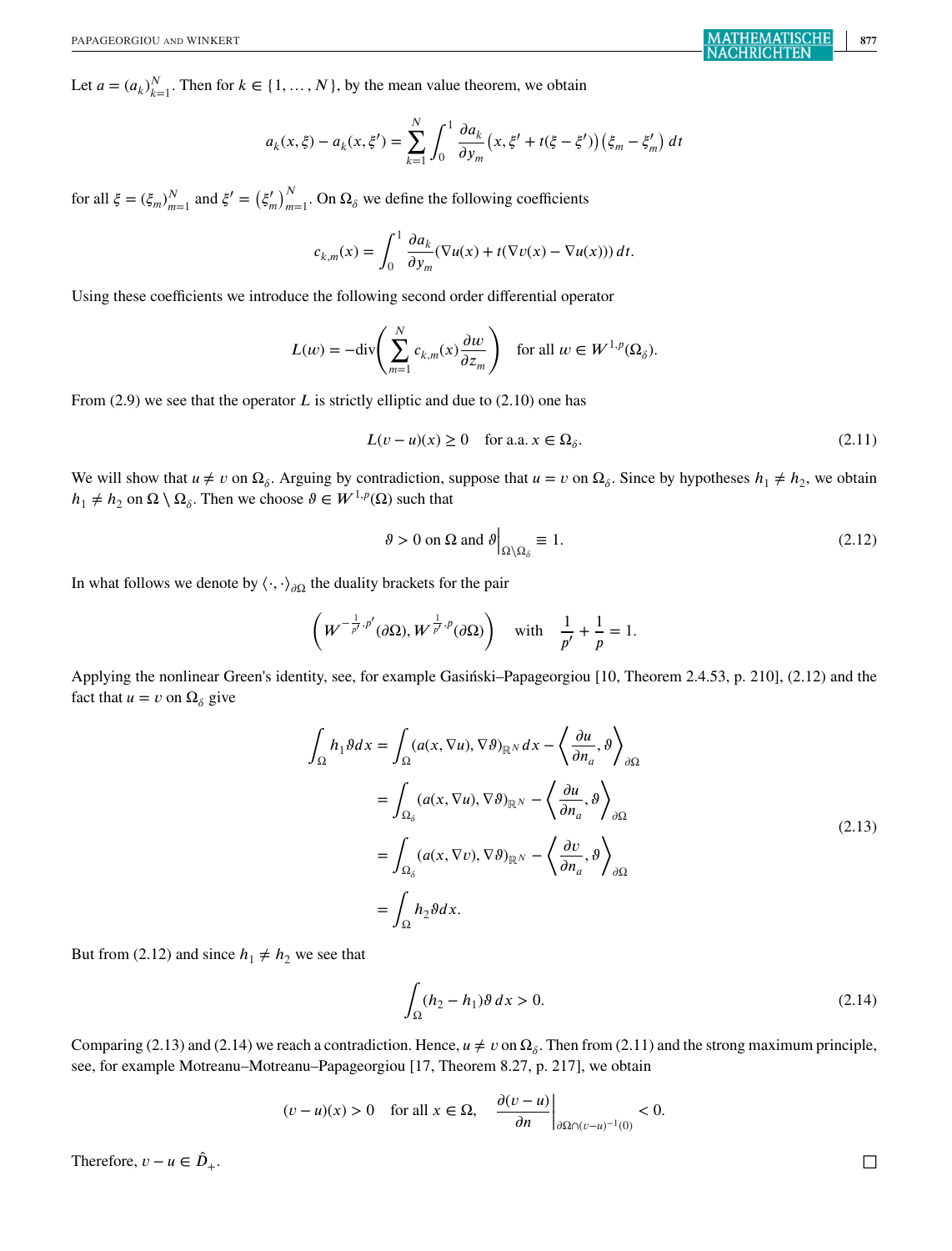Let $a = (a_k)_{k=1}^N$. Then for $k \in \{1, \dots, N\}$, by the mean value theorem, we obtain

$$
a_k(x,\xi) - a_k(x,\xi') = \sum_{k=1}^{N} \int_0^1 \frac{\partial a_k}{\partial y_m}\left(x, \xi' + t(\xi - \xi')\right)\left(\xi_m - \xi'_m\right) dt
$$

for all $\xi = (\xi_m)_{m=1}^N$ and $\xi' = \left(\xi'_m\right)_{m=1}^N$. On $\Omega_\delta$ we define the following coefficients

$$
c_{k,m}(x) = \int_0^1 \frac{\partial a_k}{\partial y_m}(\nabla u(x) + t(\nabla v(x) - \nabla u(x)))\, dt.
$$

Using these coefficients we introduce the following second order differential operator

$$
L(w) = -\operatorname{div}\left(\sum_{m=1}^{N} c_{k,m}(x) \frac{\partial w}{\partial z_m}\right) \quad \text{for all } w \in W^{1,p}(\Omega_\delta).
$$

From (2.9) we see that the operator $L$ is strictly elliptic and due to (2.10) one has

$$
L(v-u)(x) \geq 0 \quad \text{for a.a. } x \in \Omega_\delta. \tag{2.11}
$$

We will show that $u \neq v$ on $\Omega_\delta$. Arguing by contradiction, suppose that $u = v$ on $\Omega_\delta$. Since by hypotheses $h_1 \neq h_2$, we obtain $h_1 \neq h_2$ on $\Omega \setminus \Omega_\delta$. Then we choose $\vartheta \in W^{1,p}(\Omega)$ such that

$$
\vartheta > 0 \text{ on } \Omega \text{ and } \vartheta\Big|_{\Omega \setminus \Omega_\delta} \equiv 1. \tag{2.12}
$$

In what follows we denote by $\langle \cdot, \cdot \rangle_{\partial\Omega}$ the duality brackets for the pair

$$
\left(W^{-\frac{1}{p'},p'}(\partial\Omega), W^{\frac{1}{p'},p}(\partial\Omega)\right) \quad \text{with} \quad \frac{1}{p'} + \frac{1}{p} = 1.
$$

Applying the nonlinear Green's identity, see, for example Gasiński–Papageorgiou [10, Theorem 2.4.53, p. 210], (2.12) and the fact that $u = v$ on $\Omega_\delta$ give

$$
\begin{aligned}
\int_\Omega h_1 \vartheta\, dx &= \int_\Omega (a(x,\nabla u), \nabla \vartheta)_{\mathbb{R}^N}\, dx - \left\langle \frac{\partial u}{\partial n_a}, \vartheta \right\rangle_{\partial\Omega} \\
&= \int_{\Omega_\delta} (a(x,\nabla u), \nabla \vartheta)_{\mathbb{R}^N} - \left\langle \frac{\partial u}{\partial n_a}, \vartheta \right\rangle_{\partial\Omega} \\
&= \int_{\Omega_\delta} (a(x,\nabla v), \nabla \vartheta)_{\mathbb{R}^N} - \left\langle \frac{\partial v}{\partial n_a}, \vartheta \right\rangle_{\partial\Omega} \\
&= \int_\Omega h_2 \vartheta\, dx.
\end{aligned} \tag{2.13}
$$

But from (2.12) and since $h_1 \neq h_2$ we see that

$$
\int_\Omega (h_2 - h_1)\vartheta\, dx > 0. \tag{2.14}
$$

Comparing (2.13) and (2.14) we reach a contradiction. Hence, $u \neq v$ on $\Omega_\delta$. Then from (2.11) and the strong maximum principle, see, for example Motreanu–Motreanu–Papageorgiou [17, Theorem 8.27, p. 217], we obtain

$$
(v-u)(x) > 0 \quad \text{for all } x \in \Omega, \quad \left.\frac{\partial(v-u)}{\partial n}\right|_{\partial\Omega \cap (v-u)^{-1}(0)} < 0.
$$

Therefore, $v - u \in \hat{D}_+$. □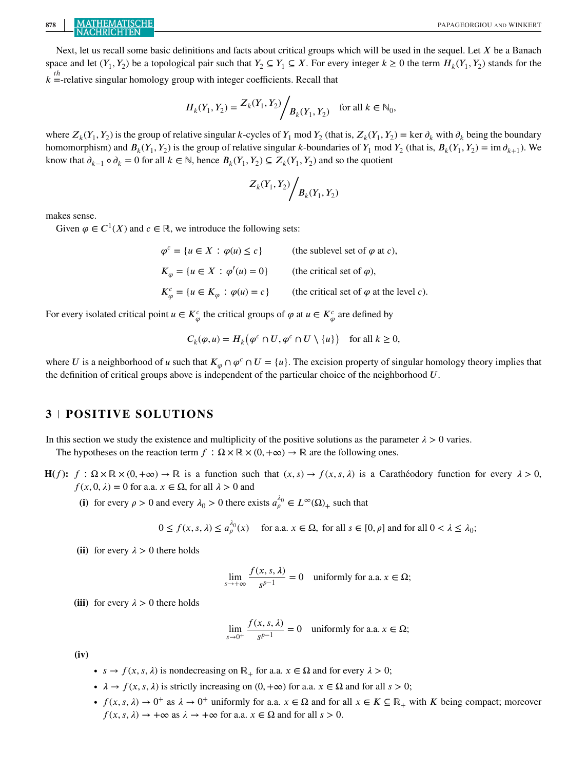Next, let us recall some basic definitions and facts about critical groups which will be used in the sequel. Let $X$ be a Banach space and let $(Y_1, Y_2)$ be a topological pair such that $Y_2 \subseteq Y_1 \subseteq X$. For every integer $k \geq 0$ the term $H_k(Y_1, Y_2)$ stands for the $k^{\underline{th}}$-relative singular homology group with integer coefficients. Recall that

$$H_k(Y_1, Y_2) = Z_k(Y_1, Y_2) \Big/ B_k(Y_1, Y_2) \quad \text{for all } k \in \mathbb{N}_0,$$

where $Z_k(Y_1, Y_2)$ is the group of relative singular $k$-cycles of $Y_1$ mod $Y_2$ (that is, $Z_k(Y_1, Y_2) = \ker \partial_k$ with $\partial_k$ being the boundary homomorphism) and $B_k(Y_1, Y_2)$ is the group of relative singular $k$-boundaries of $Y_1$ mod $Y_2$ (that is, $B_k(Y_1, Y_2) = \operatorname{im} \partial_{k+1}$). We know that $\partial_{k-1} \circ \partial_k = 0$ for all $k \in \mathbb{N}$, hence $B_k(Y_1, Y_2) \subseteq Z_k(Y_1, Y_2)$ and so the quotient

$$Z_k(Y_1, Y_2) \Big/ B_k(Y_1, Y_2)$$

makes sense.

Given $\varphi \in C^1(X)$ and $c \in \mathbb{R}$, we introduce the following sets:

$$\begin{aligned}
\varphi^c &= \{u \in X : \varphi(u) \leq c\} && \text{(the sublevel set of } \varphi \text{ at } c\text{)},\\
K_\varphi &= \{u \in X : \varphi'(u) = 0\} && \text{(the critical set of } \varphi\text{)},\\
K_\varphi^c &= \{u \in K_\varphi : \varphi(u) = c\} && \text{(the critical set of } \varphi \text{ at the level } c\text{)}.
\end{aligned}$$

For every isolated critical point $u \in K_\varphi^c$ the critical groups of $\varphi$ at $u \in K_\varphi^c$ are defined by

$$C_k(\varphi, u) = H_k\big(\varphi^c \cap U, \varphi^c \cap U \setminus \{u\}\big) \quad \text{for all } k \geq 0,$$

where $U$ is a neighborhood of $u$ such that $K_\varphi \cap \varphi^c \cap U = \{u\}$. The excision property of singular homology theory implies that the definition of critical groups above is independent of the particular choice of the neighborhood $U$.

## 3 | POSITIVE SOLUTIONS

In this section we study the existence and multiplicity of the positive solutions as the parameter $\lambda > 0$ varies.

The hypotheses on the reaction term $f : \Omega \times \mathbb{R} \times (0, +\infty) \to \mathbb{R}$ are the following ones.

**H($f$):** $f : \Omega \times \mathbb{R} \times (0, +\infty) \to \mathbb{R}$ is a function such that $(x, s) \to f(x, s, \lambda)$ is a Carathéodory function for every $\lambda > 0$, $f(x, 0, \lambda) = 0$ for a.a. $x \in \Omega$, for all $\lambda > 0$ and

**(i)** for every $\rho > 0$ and every $\lambda_0 > 0$ there exists $a_\rho^{\lambda_0} \in L^\infty(\Omega)_+$ such that

$$0 \leq f(x, s, \lambda) \leq a_\rho^{\lambda_0}(x) \quad \text{for a.a. } x \in \Omega, \text{ for all } s \in [0, \rho] \text{ and for all } 0 < \lambda \leq \lambda_0;$$

**(ii)** for every $\lambda > 0$ there holds

$$\lim_{s \to +\infty} \frac{f(x, s, \lambda)}{s^{p-1}} = 0 \quad \text{uniformly for a.a. } x \in \Omega;$$

**(iii)** for every $\lambda > 0$ there holds

$$\lim_{s \to 0^+} \frac{f(x, s, \lambda)}{s^{p-1}} = 0 \quad \text{uniformly for a.a. } x \in \Omega;$$

**(iv)**

- $s \to f(x, s, \lambda)$ is nondecreasing on $\mathbb{R}_+$ for a.a. $x \in \Omega$ and for every $\lambda > 0$;
- $\lambda \to f(x, s, \lambda)$ is strictly increasing on $(0, +\infty)$ for a.a. $x \in \Omega$ and for all $s > 0$;
- $f(x, s, \lambda) \to 0^+$ as $\lambda \to 0^+$ uniformly for a.a. $x \in \Omega$ and for all $x \in K \subseteq \mathbb{R}_+$ with $K$ being compact; moreover $f(x, s, \lambda) \to +\infty$ as $\lambda \to +\infty$ for a.a. $x \in \Omega$ and for all $s > 0$.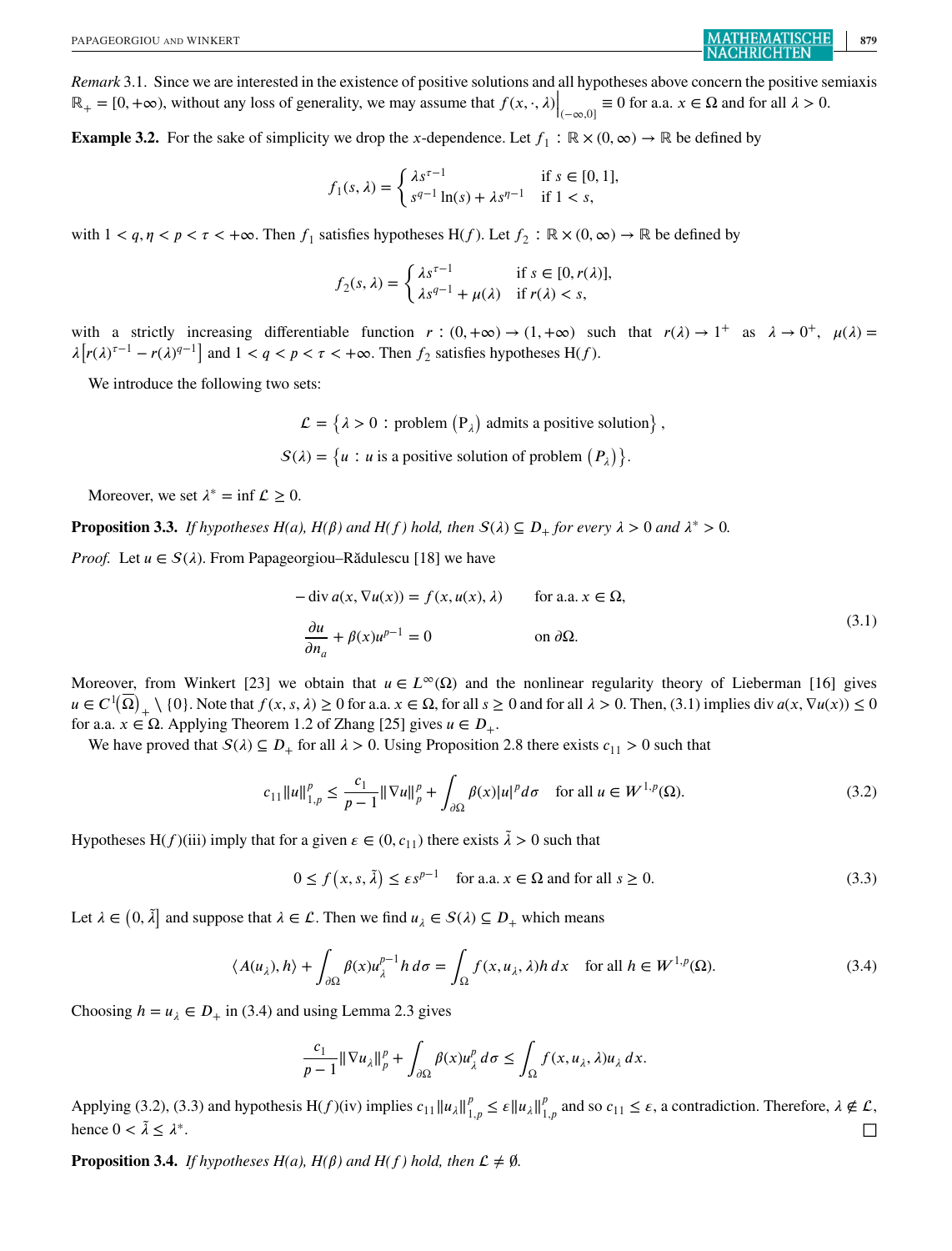*Remark* 3.1. Since we are interested in the existence of positive solutions and all hypotheses above concern the positive semiaxis $\mathbb{R}_+ = [0, +\infty)$, without any loss of generality, we may assume that $f(x, \cdot, \lambda)\big|_{(-\infty,0]} \equiv 0$ for a.a. $x \in \Omega$ and for all $\lambda > 0$.

**Example 3.2.** For the sake of simplicity we drop the $x$-dependence. Let $f_1 : \mathbb{R} \times (0, \infty) \to \mathbb{R}$ be defined by

$$f_1(s, \lambda) = \begin{cases} \lambda s^{\tau-1} & \text{if } s \in [0, 1], \\ s^{q-1}\ln(s) + \lambda s^{\eta-1} & \text{if } 1 < s, \end{cases}$$

with $1 < q, \eta < p < \tau < +\infty$. Then $f_1$ satisfies hypotheses H($f$). Let $f_2 : \mathbb{R} \times (0, \infty) \to \mathbb{R}$ be defined by

$$f_2(s, \lambda) = \begin{cases} \lambda s^{\tau-1} & \text{if } s \in [0, r(\lambda)], \\ \lambda s^{q-1} + \mu(\lambda) & \text{if } r(\lambda) < s, \end{cases}$$

with a strictly increasing differentiable function $r : (0, +\infty) \to (1, +\infty)$ such that $r(\lambda) \to 1^+$ as $\lambda \to 0^+$, $\mu(\lambda) = \lambda\left[r(\lambda)^{\tau-1} - r(\lambda)^{q-1}\right]$ and $1 < q < p < \tau < +\infty$. Then $f_2$ satisfies hypotheses H($f$).

We introduce the following two sets:

$$\mathcal{L} = \left\{\lambda > 0 : \text{problem } \left(\mathrm{P}_\lambda\right) \text{ admits a positive solution}\right\},$$

$$\mathcal{S}(\lambda) = \left\{u : u \text{ is a positive solution of problem } \left(P_\lambda\right)\right\}.$$

Moreover, we set $\lambda^* = \inf \mathcal{L} \geq 0$.

**Proposition 3.3.** *If hypotheses H(a), H(β) and H(f) hold, then $\mathcal{S}(\lambda) \subseteq D_+$ for every $\lambda > 0$ and $\lambda^* > 0$.*

*Proof.* Let $u \in \mathcal{S}(\lambda)$. From Papageorgiou–Rădulescu [18] we have

$$\begin{aligned} -\operatorname{div} a(x, \nabla u(x)) &= f(x, u(x), \lambda) \qquad \text{for a.a. } x \in \Omega, \\ \frac{\partial u}{\partial n_a} + \beta(x)u^{p-1} &= 0 \qquad \text{on } \partial\Omega. \end{aligned} \tag{3.1}$$

Moreover, from Winkert [23] we obtain that $u \in L^\infty(\Omega)$ and the nonlinear regularity theory of Lieberman [16] gives $u \in C^1(\overline{\Omega})_+ \setminus \{0\}$. Note that $f(x, s, \lambda) \geq 0$ for a.a. $x \in \Omega$, for all $s \geq 0$ and for all $\lambda > 0$. Then, (3.1) implies $\operatorname{div} a(x, \nabla u(x)) \leq 0$ for a.a. $x \in \Omega$. Applying Theorem 1.2 of Zhang [25] gives $u \in D_+$.

We have proved that $\mathcal{S}(\lambda) \subseteq D_+$ for all $\lambda > 0$. Using Proposition 2.8 there exists $c_{11} > 0$ such that

$$c_{11}\|u\|_{1,p}^p \leq \frac{c_1}{p-1}\|\nabla u\|_p^p + \int_{\partial\Omega} \beta(x)|u|^p d\sigma \quad \text{for all } u \in W^{1,p}(\Omega). \tag{3.2}$$

Hypotheses H($f$)(iii) imply that for a given $\varepsilon \in (0, c_{11})$ there exists $\tilde{\lambda} > 0$ such that

$$0 \leq f\left(x, s, \tilde{\lambda}\right) \leq \varepsilon s^{p-1} \quad \text{for a.a. } x \in \Omega \text{ and for all } s \geq 0. \tag{3.3}$$

Let $\lambda \in \left(0, \tilde{\lambda}\right]$ and suppose that $\lambda \in \mathcal{L}$. Then we find $u_\lambda \in \mathcal{S}(\lambda) \subseteq D_+$ which means

$$\langle A(u_\lambda), h\rangle + \int_{\partial\Omega} \beta(x)u_\lambda^{p-1}h\, d\sigma = \int_\Omega f(x, u_\lambda, \lambda)h\, dx \quad \text{for all } h \in W^{1,p}(\Omega). \tag{3.4}$$

Choosing $h = u_\lambda \in D_+$ in (3.4) and using Lemma 2.3 gives

$$\frac{c_1}{p-1}\|\nabla u_\lambda\|_p^p + \int_{\partial\Omega} \beta(x)u_\lambda^p\, d\sigma \leq \int_\Omega f(x, u_\lambda, \lambda)u_\lambda\, dx.$$

Applying (3.2), (3.3) and hypothesis H($f$)(iv) implies $c_{11}\|u_\lambda\|_{1,p}^p \leq \varepsilon\|u_\lambda\|_{1,p}^p$ and so $c_{11} \leq \varepsilon$, a contradiction. Therefore, $\lambda \notin \mathcal{L}$, hence $0 < \tilde{\lambda} \leq \lambda^*$. □

**Proposition 3.4.** *If hypotheses H(a), H(β) and H(f) hold, then $\mathcal{L} \neq \emptyset$.*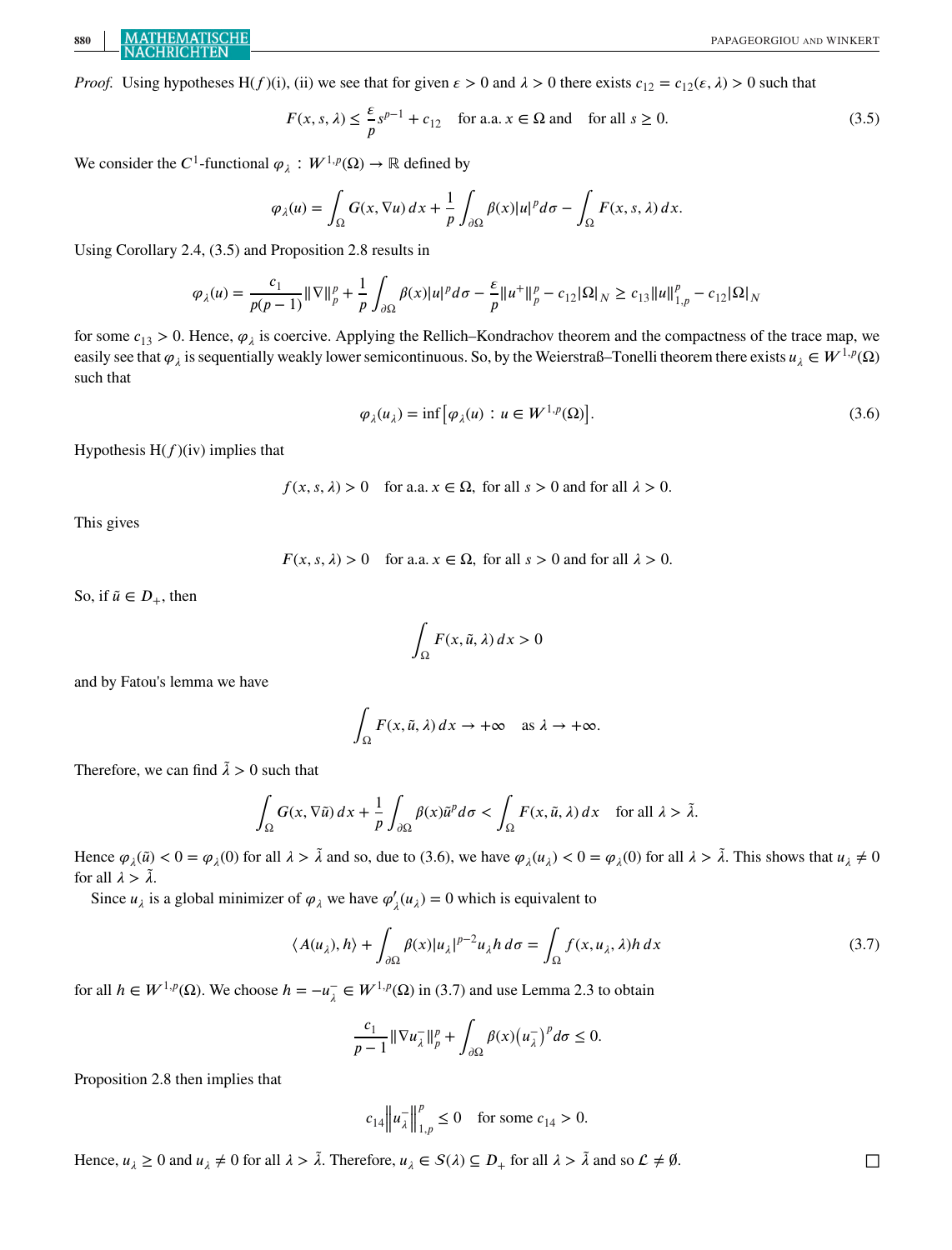*Proof.* Using hypotheses H($f$)(i), (ii) we see that for given $\varepsilon > 0$ and $\lambda > 0$ there exists $c_{12} = c_{12}(\varepsilon, \lambda) > 0$ such that

$$F(x, s, \lambda) \leq \frac{\varepsilon}{p} s^{p-1} + c_{12} \quad \text{for a.a. } x \in \Omega \text{ and } \quad \text{for all } s \geq 0. \tag{3.5}$$

We consider the $C^1$-functional $\varphi_\lambda : W^{1,p}(\Omega) \to \mathbb{R}$ defined by

$$\varphi_\lambda(u) = \int_\Omega G(x, \nabla u)\, dx + \frac{1}{p} \int_{\partial\Omega} \beta(x)|u|^p d\sigma - \int_\Omega F(x, s, \lambda)\, dx.$$

Using Corollary 2.4, (3.5) and Proposition 2.8 results in

$$\varphi_\lambda(u) = \frac{c_1}{p(p-1)} \|\nabla\|_p^p + \frac{1}{p} \int_{\partial\Omega} \beta(x)|u|^p d\sigma - \frac{\varepsilon}{p} \|u^+\|_p^p - c_{12}|\Omega|_N \geq c_{13}\|u\|_{1,p}^p - c_{12}|\Omega|_N$$

for some $c_{13} > 0$. Hence, $\varphi_\lambda$ is coercive. Applying the Rellich–Kondrachov theorem and the compactness of the trace map, we easily see that $\varphi_\lambda$ is sequentially weakly lower semicontinuous. So, by the Weierstraß–Tonelli theorem there exists $u_\lambda \in W^{1,p}(\Omega)$ such that

$$\varphi_\lambda(u_\lambda) = \inf\left[\varphi_\lambda(u) : u \in W^{1,p}(\Omega)\right]. \tag{3.6}$$

Hypothesis H($f$)(iv) implies that

$$f(x, s, \lambda) > 0 \quad \text{for a.a. } x \in \Omega, \text{ for all } s > 0 \text{ and for all } \lambda > 0.$$

This gives

$$F(x, s, \lambda) > 0 \quad \text{for a.a. } x \in \Omega, \text{ for all } s > 0 \text{ and for all } \lambda > 0.$$

So, if $\tilde{u} \in D_+$, then

$$\int_\Omega F(x, \tilde{u}, \lambda)\, dx > 0$$

and by Fatou's lemma we have

$$\int_\Omega F(x, \tilde{u}, \lambda)\, dx \to +\infty \quad \text{as } \lambda \to +\infty.$$

Therefore, we can find $\tilde{\lambda} > 0$ such that

$$\int_\Omega G(x, \nabla\tilde{u})\, dx + \frac{1}{p} \int_{\partial\Omega} \beta(x)\tilde{u}^p d\sigma < \int_\Omega F(x, \tilde{u}, \lambda)\, dx \quad \text{for all } \lambda > \tilde{\lambda}.$$

Hence $\varphi_\lambda(\tilde{u}) < 0 = \varphi_\lambda(0)$ for all $\lambda > \tilde{\lambda}$ and so, due to (3.6), we have $\varphi_\lambda(u_\lambda) < 0 = \varphi_\lambda(0)$ for all $\lambda > \tilde{\lambda}$. This shows that $u_\lambda \neq 0$ for all $\lambda > \tilde{\lambda}$.

Since $u_\lambda$ is a global minimizer of $\varphi_\lambda$ we have $\varphi_\lambda'(u_\lambda) = 0$ which is equivalent to

$$\langle A(u_\lambda), h\rangle + \int_{\partial\Omega} \beta(x)|u_\lambda|^{p-2} u_\lambda h\, d\sigma = \int_\Omega f(x, u_\lambda, \lambda) h\, dx \tag{3.7}$$

for all $h \in W^{1,p}(\Omega)$. We choose $h = -u_\lambda^- \in W^{1,p}(\Omega)$ in (3.7) and use Lemma 2.3 to obtain

$$\frac{c_1}{p-1} \|\nabla u_\lambda^-\|_p^p + \int_{\partial\Omega} \beta(x)\left(u_\lambda^-\right)^p d\sigma \leq 0.$$

Proposition 2.8 then implies that

$$c_{14}\left\|u_\lambda^-\right\|_{1,p}^p \leq 0 \quad \text{for some } c_{14} > 0.$$

Hence, $u_\lambda \geq 0$ and $u_\lambda \neq 0$ for all $\lambda > \tilde{\lambda}$. Therefore, $u_\lambda \in S(\lambda) \subseteq D_+$ for all $\lambda > \tilde{\lambda}$ and so $\mathcal{L} \neq \emptyset$. $\square$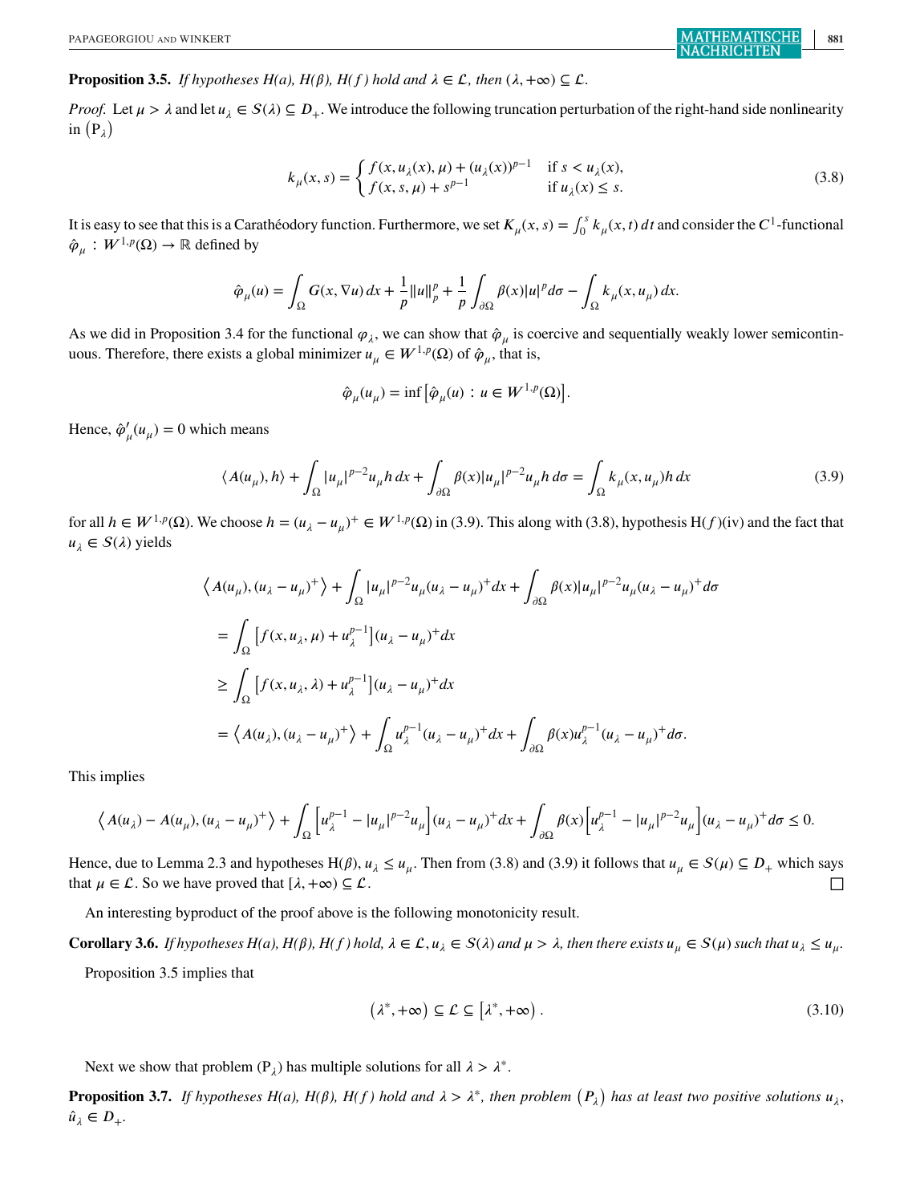**Proposition 3.5.** *If hypotheses H(a), H(β), H(f) hold and $\lambda \in \mathcal{L}$, then $(\lambda, +\infty) \subseteq \mathcal{L}$.*

*Proof.* Let $\mu > \lambda$ and let $u_\lambda \in \mathcal{S}(\lambda) \subseteq D_+$. We introduce the following truncation perturbation of the right-hand side nonlinearity in $(\mathrm{P}_\lambda)$

$$k_\mu(x,s) = \begin{cases} f(x, u_\lambda(x), \mu) + (u_\lambda(x))^{p-1} & \text{if } s < u_\lambda(x), \\ f(x, s, \mu) + s^{p-1} & \text{if } u_\lambda(x) \le s. \end{cases} \tag{3.8}$$

It is easy to see that this is a Carathéodory function. Furthermore, we set $K_\mu(x,s) = \int_0^s k_\mu(x,t)\,dt$ and consider the $C^1$-functional $\hat{\varphi}_\mu : W^{1,p}(\Omega) \to \mathbb{R}$ defined by

$$\hat{\varphi}_\mu(u) = \int_\Omega G(x, \nabla u)\,dx + \frac{1}{p}\|u\|_p^p + \frac{1}{p}\int_{\partial\Omega} \beta(x)|u|^p d\sigma - \int_\Omega k_\mu(x, u_\mu)\,dx.$$

As we did in Proposition 3.4 for the functional $\varphi_\lambda$, we can show that $\hat{\varphi}_\mu$ is coercive and sequentially weakly lower semicontinuous. Therefore, there exists a global minimizer $u_\mu \in W^{1,p}(\Omega)$ of $\hat{\varphi}_\mu$, that is,

$$\hat{\varphi}_\mu(u_\mu) = \inf\left[\hat{\varphi}_\mu(u) : u \in W^{1,p}(\Omega)\right].$$

Hence, $\hat{\varphi}_\mu'(u_\mu) = 0$ which means

$$\langle A(u_\mu), h\rangle + \int_\Omega |u_\mu|^{p-2}u_\mu h\,dx + \int_{\partial\Omega} \beta(x)|u_\mu|^{p-2}u_\mu h\,d\sigma = \int_\Omega k_\mu(x, u_\mu)h\,dx \tag{3.9}$$

for all $h \in W^{1,p}(\Omega)$. We choose $h = (u_\lambda - u_\mu)^+ \in W^{1,p}(\Omega)$ in (3.9). This along with (3.8), hypothesis H$(f)$(iv) and the fact that $u_\lambda \in \mathcal{S}(\lambda)$ yields

$$\begin{aligned}
&\left\langle A(u_\mu), (u_\lambda - u_\mu)^+\right\rangle + \int_\Omega |u_\mu|^{p-2}u_\mu(u_\lambda - u_\mu)^+dx + \int_{\partial\Omega} \beta(x)|u_\mu|^{p-2}u_\mu(u_\lambda - u_\mu)^+d\sigma \\
&= \int_\Omega \left[f(x, u_\lambda, \mu) + u_\lambda^{p-1}\right](u_\lambda - u_\mu)^+dx \\
&\ge \int_\Omega \left[f(x, u_\lambda, \lambda) + u_\lambda^{p-1}\right](u_\lambda - u_\mu)^+dx \\
&= \left\langle A(u_\lambda), (u_\lambda - u_\mu)^+\right\rangle + \int_\Omega u_\lambda^{p-1}(u_\lambda - u_\mu)^+dx + \int_{\partial\Omega} \beta(x)u_\lambda^{p-1}(u_\lambda - u_\mu)^+d\sigma.
\end{aligned}$$

This implies

$$\left\langle A(u_\lambda) - A(u_\mu), (u_\lambda - u_\mu)^+\right\rangle + \int_\Omega \left[u_\lambda^{p-1} - |u_\mu|^{p-2}u_\mu\right](u_\lambda - u_\mu)^+dx + \int_{\partial\Omega} \beta(x)\left[u_\lambda^{p-1} - |u_\mu|^{p-2}u_\mu\right](u_\lambda - u_\mu)^+d\sigma \le 0.$$

Hence, due to Lemma 2.3 and hypotheses H(β), $u_\lambda \le u_\mu$. Then from (3.8) and (3.9) it follows that $u_\mu \in \mathcal{S}(\mu) \subseteq D_+$ which says that $\mu \in \mathcal{L}$. So we have proved that $[\lambda, +\infty) \subseteq \mathcal{L}$. □

An interesting byproduct of the proof above is the following monotonicity result.

**Corollary 3.6.** *If hypotheses H(a), H(β), H(f) hold, $\lambda \in \mathcal{L}$, $u_\lambda \in \mathcal{S}(\lambda)$ and $\mu > \lambda$, then there exists $u_\mu \in \mathcal{S}(\mu)$ such that $u_\lambda \le u_\mu$.*

Proposition 3.5 implies that

$$\left(\lambda^*, +\infty\right) \subseteq \mathcal{L} \subseteq \left[\lambda^*, +\infty\right). \tag{3.10}$$

Next we show that problem $(\mathrm{P}_\lambda)$ has multiple solutions for all $\lambda > \lambda^*$.

**Proposition 3.7.** *If hypotheses H(a), H(β), H(f) hold and $\lambda > \lambda^*$, then problem $\left(P_\lambda\right)$ has at least two positive solutions $u_\lambda$, $\hat{u}_\lambda \in D_+$.*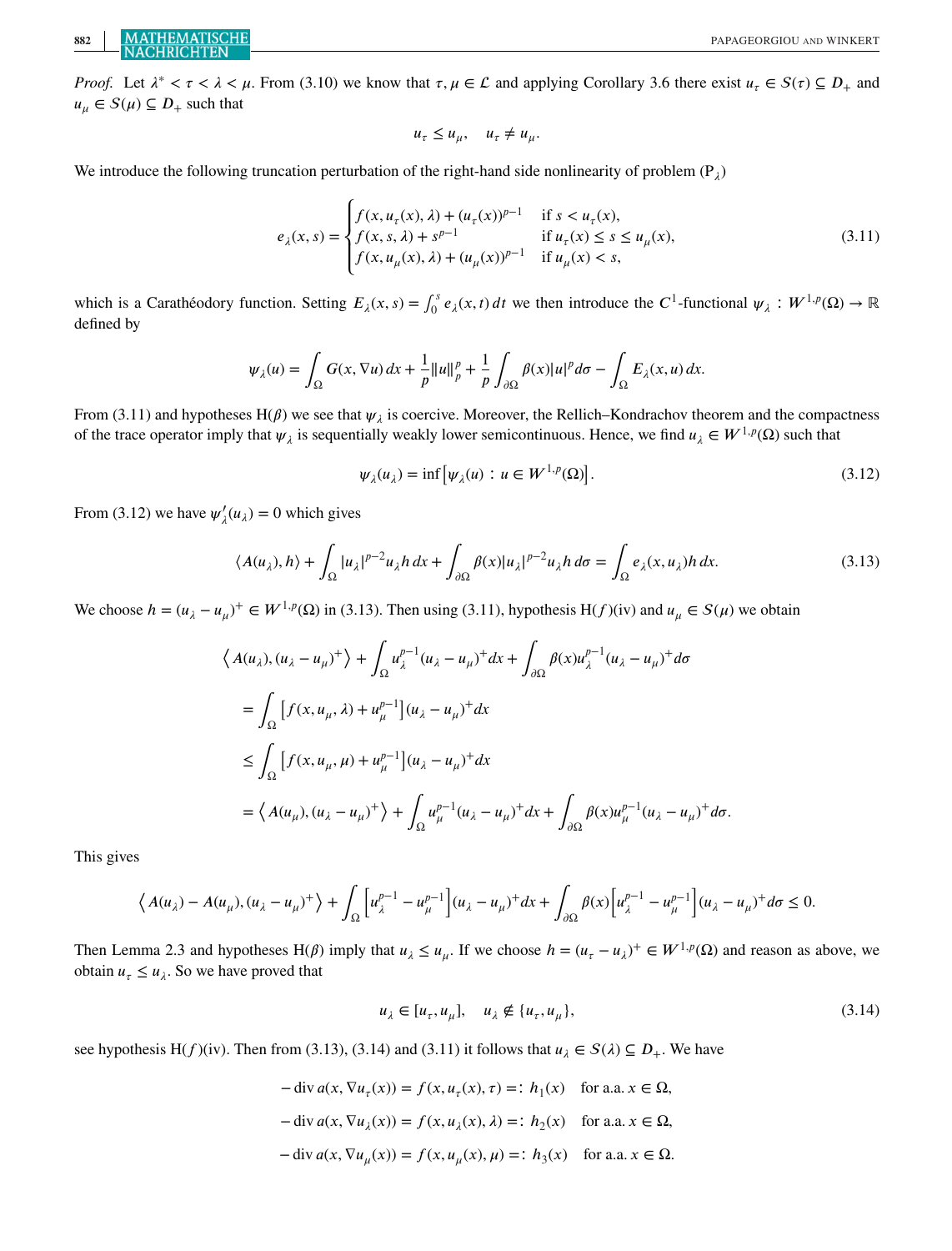*Proof.* Let $\lambda^* < \tau < \lambda < \mu$. From (3.10) we know that $\tau, \mu \in \mathcal{L}$ and applying Corollary 3.6 there exist $u_\tau \in \mathcal{S}(\tau) \subseteq D_+$ and $u_\mu \in \mathcal{S}(\mu) \subseteq D_+$ such that

$$u_\tau \leq u_\mu, \quad u_\tau \neq u_\mu.$$

We introduce the following truncation perturbation of the right-hand side nonlinearity of problem $(\mathrm{P}_\lambda)$

$$e_\lambda(x,s) = \begin{cases} f(x, u_\tau(x), \lambda) + (u_\tau(x))^{p-1} & \text{if } s < u_\tau(x), \\ f(x, s, \lambda) + s^{p-1} & \text{if } u_\tau(x) \leq s \leq u_\mu(x), \\ f(x, u_\mu(x), \lambda) + (u_\mu(x))^{p-1} & \text{if } u_\mu(x) < s, \end{cases} \tag{3.11}$$

which is a Carathéodory function. Setting $E_\lambda(x,s) = \int_0^s e_\lambda(x,t)\,dt$ we then introduce the $C^1$-functional $\psi_\lambda : W^{1,p}(\Omega) \to \mathbb{R}$ defined by

$$\psi_\lambda(u) = \int_\Omega G(x, \nabla u)\,dx + \frac{1}{p}\|u\|_p^p + \frac{1}{p}\int_{\partial\Omega} \beta(x)|u|^p d\sigma - \int_\Omega E_\lambda(x,u)\,dx.$$

From (3.11) and hypotheses H($\beta$) we see that $\psi_\lambda$ is coercive. Moreover, the Rellich–Kondrachov theorem and the compactness of the trace operator imply that $\psi_\lambda$ is sequentially weakly lower semicontinuous. Hence, we find $u_\lambda \in W^{1,p}(\Omega)$ such that

$$\psi_\lambda(u_\lambda) = \inf\left[\psi_\lambda(u) : u \in W^{1,p}(\Omega)\right]. \tag{3.12}$$

From (3.12) we have $\psi_\lambda'(u_\lambda) = 0$ which gives

$$\langle A(u_\lambda), h\rangle + \int_\Omega |u_\lambda|^{p-2}u_\lambda h\,dx + \int_{\partial\Omega} \beta(x)|u_\lambda|^{p-2}u_\lambda h\,d\sigma = \int_\Omega e_\lambda(x, u_\lambda)h\,dx. \tag{3.13}$$

We choose $h = (u_\lambda - u_\mu)^+ \in W^{1,p}(\Omega)$ in (3.13). Then using (3.11), hypothesis H($f$)(iv) and $u_\mu \in \mathcal{S}(\mu)$ we obtain

$$\begin{aligned}
&\left\langle A(u_\lambda), (u_\lambda - u_\mu)^+\right\rangle + \int_\Omega u_\lambda^{p-1}(u_\lambda - u_\mu)^+ dx + \int_{\partial\Omega} \beta(x) u_\lambda^{p-1}(u_\lambda - u_\mu)^+ d\sigma \\
&= \int_\Omega \left[f(x, u_\mu, \lambda) + u_\mu^{p-1}\right](u_\lambda - u_\mu)^+ dx \\
&\leq \int_\Omega \left[f(x, u_\mu, \mu) + u_\mu^{p-1}\right](u_\lambda - u_\mu)^+ dx \\
&= \left\langle A(u_\mu), (u_\lambda - u_\mu)^+\right\rangle + \int_\Omega u_\mu^{p-1}(u_\lambda - u_\mu)^+ dx + \int_{\partial\Omega} \beta(x) u_\mu^{p-1}(u_\lambda - u_\mu)^+ d\sigma.
\end{aligned}$$

This gives

$$\left\langle A(u_\lambda) - A(u_\mu), (u_\lambda - u_\mu)^+\right\rangle + \int_\Omega \left[u_\lambda^{p-1} - u_\mu^{p-1}\right](u_\lambda - u_\mu)^+ dx + \int_{\partial\Omega} \beta(x)\left[u_\lambda^{p-1} - u_\mu^{p-1}\right](u_\lambda - u_\mu)^+ d\sigma \leq 0.$$

Then Lemma 2.3 and hypotheses H($\beta$) imply that $u_\lambda \leq u_\mu$. If we choose $h = (u_\tau - u_\lambda)^+ \in W^{1,p}(\Omega)$ and reason as above, we obtain $u_\tau \leq u_\lambda$. So we have proved that

$$u_\lambda \in [u_\tau, u_\mu], \quad u_\lambda \notin \{u_\tau, u_\mu\}, \tag{3.14}$$

see hypothesis H($f$)(iv). Then from (3.13), (3.14) and (3.11) it follows that $u_\lambda \in \mathcal{S}(\lambda) \subseteq D_+$. We have

$$\begin{aligned}
-\operatorname{div} a(x, \nabla u_\tau(x)) &= f(x, u_\tau(x), \tau) =: h_1(x) \quad \text{for a.a. } x \in \Omega, \\
-\operatorname{div} a(x, \nabla u_\lambda(x)) &= f(x, u_\lambda(x), \lambda) =: h_2(x) \quad \text{for a.a. } x \in \Omega, \\
-\operatorname{div} a(x, \nabla u_\mu(x)) &= f(x, u_\mu(x), \mu) =: h_3(x) \quad \text{for a.a. } x \in \Omega.
\end{aligned}$$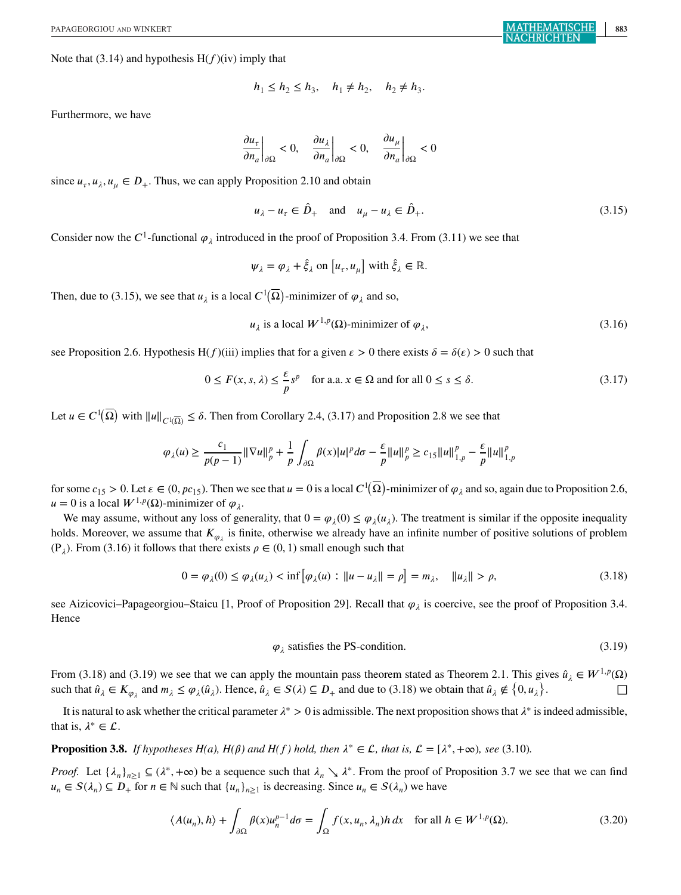Note that (3.14) and hypothesis H($f$)(iv) imply that

$$h_1 \leq h_2 \leq h_3, \quad h_1 \neq h_2, \quad h_2 \neq h_3.$$

Furthermore, we have

$$\left.\frac{\partial u_\tau}{\partial n_a}\right|_{\partial\Omega} < 0, \quad \left.\frac{\partial u_\lambda}{\partial n_a}\right|_{\partial\Omega} < 0, \quad \left.\frac{\partial u_\mu}{\partial n_a}\right|_{\partial\Omega} < 0$$

since $u_\tau, u_\lambda, u_\mu \in D_+$. Thus, we can apply Proposition 2.10 and obtain

$$u_\lambda - u_\tau \in \hat{D}_+ \quad \text{and} \quad u_\mu - u_\lambda \in \hat{D}_+. \tag{3.15}$$

Consider now the $C^1$-functional $\varphi_\lambda$ introduced in the proof of Proposition 3.4. From (3.11) we see that

$$\psi_\lambda = \varphi_\lambda + \hat{\xi}_\lambda \text{ on } [u_\tau, u_\mu] \text{ with } \hat{\xi}_\lambda \in \mathbb{R}.$$

Then, due to (3.15), we see that $u_\lambda$ is a local $C^1(\overline{\Omega})$-minimizer of $\varphi_\lambda$ and so,

$$u_\lambda \text{ is a local } W^{1,p}(\Omega)\text{-minimizer of } \varphi_\lambda, \tag{3.16}$$

see Proposition 2.6. Hypothesis H($f$)(iii) implies that for a given $\varepsilon > 0$ there exists $\delta = \delta(\varepsilon) > 0$ such that

$$0 \leq F(x, s, \lambda) \leq \frac{\varepsilon}{p} s^p \quad \text{for a.a. } x \in \Omega \text{ and for all } 0 \leq s \leq \delta. \tag{3.17}$$

Let $u \in C^1(\overline{\Omega})$ with $\|u\|_{C^1(\overline{\Omega})} \leq \delta$. Then from Corollary 2.4, (3.17) and Proposition 2.8 we see that

$$\varphi_\lambda(u) \geq \frac{c_1}{p(p-1)} \|\nabla u\|_p^p + \frac{1}{p} \int_{\partial\Omega} \beta(x)|u|^p d\sigma - \frac{\varepsilon}{p}\|u\|_p^p \geq c_{15}\|u\|_{1,p}^p - \frac{\varepsilon}{p}\|u\|_{1,p}^p$$

for some $c_{15} > 0$. Let $\varepsilon \in (0, pc_{15})$. Then we see that $u = 0$ is a local $C^1(\overline{\Omega})$-minimizer of $\varphi_\lambda$ and so, again due to Proposition 2.6, $u = 0$ is a local $W^{1,p}(\Omega)$-minimizer of $\varphi_\lambda$.

We may assume, without any loss of generality, that $0 = \varphi_\lambda(0) \leq \varphi_\lambda(u_\lambda)$. The treatment is similar if the opposite inequality holds. Moreover, we assume that $K_{\varphi_\lambda}$ is finite, otherwise we already have an infinite number of positive solutions of problem (P$_\lambda$). From (3.16) it follows that there exists $\rho \in (0, 1)$ small enough such that

$$0 = \varphi_\lambda(0) \leq \varphi_\lambda(u_\lambda) < \inf\left[\varphi_\lambda(u) : \|u - u_\lambda\| = \rho\right] = m_\lambda, \quad \|u_\lambda\| > \rho, \tag{3.18}$$

see Aizicovici–Papageorgiou–Staicu [1, Proof of Proposition 29]. Recall that $\varphi_\lambda$ is coercive, see the proof of Proposition 3.4. Hence

$$\varphi_\lambda \text{ satisfies the PS-condition.} \tag{3.19}$$

From (3.18) and (3.19) we see that we can apply the mountain pass theorem stated as Theorem 2.1. This gives $\hat{u}_\lambda \in W^{1,p}(\Omega)$ such that $\hat{u}_\lambda \in K_{\varphi_\lambda}$ and $m_\lambda \leq \varphi_\lambda(\hat{u}_\lambda)$. Hence, $\hat{u}_\lambda \in S(\lambda) \subseteq D_+$ and due to (3.18) we obtain that $\hat{u}_\lambda \notin \{0, u_\lambda\}$. □

It is natural to ask whether the critical parameter $\lambda^* > 0$ is admissible. The next proposition shows that $\lambda^*$ is indeed admissible, that is, $\lambda^* \in \mathcal{L}$.

**Proposition 3.8.** *If hypotheses H(a), H(β) and H(f) hold, then $\lambda^* \in \mathcal{L}$, that is, $\mathcal{L} = [\lambda^*, +\infty)$, see* (3.10).

*Proof.* Let $\{\lambda_n\}_{n\geq 1} \subseteq (\lambda^*, +\infty)$ be a sequence such that $\lambda_n \searrow \lambda^*$. From the proof of Proposition 3.7 we see that we can find $u_n \in S(\lambda_n) \subseteq D_+$ for $n \in \mathbb{N}$ such that $\{u_n\}_{n\geq 1}$ is decreasing. Since $u_n \in S(\lambda_n)$ we have

$$\langle A(u_n), h\rangle + \int_{\partial\Omega} \beta(x) u_n^{p-1} d\sigma = \int_\Omega f(x, u_n, \lambda_n) h \, dx \quad \text{for all } h \in W^{1,p}(\Omega). \tag{3.20}$$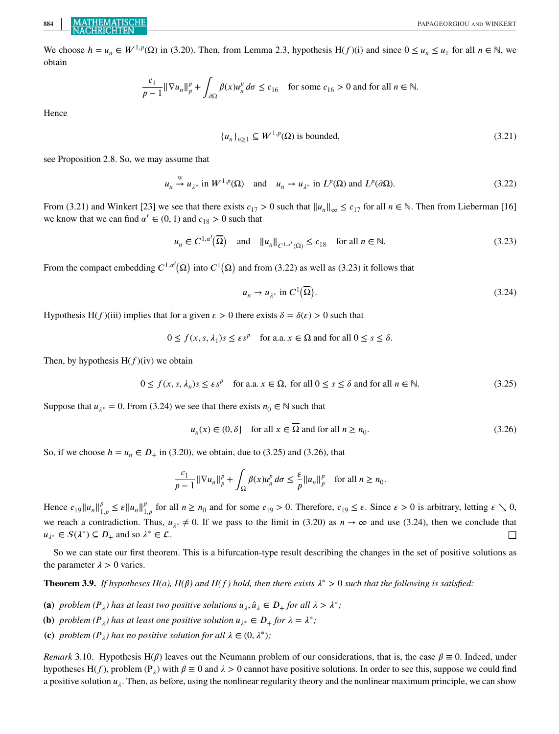We choose $h = u_n \in W^{1,p}(\Omega)$ in (3.20). Then, from Lemma 2.3, hypothesis H($f$)(i) and since $0 \le u_n \le u_1$ for all $n \in \mathbb{N}$, we obtain

$$\frac{c_1}{p-1}\|\nabla u_n\|_p^p + \int_{\partial\Omega} \beta(x) u_n^p \, d\sigma \le c_{16} \quad \text{for some } c_{16} > 0 \text{ and for all } n \in \mathbb{N}.$$

Hence

$$\{u_n\}_{n\ge 1} \subseteq W^{1,p}(\Omega) \text{ is bounded,} \tag{3.21}$$

see Proposition 2.8. So, we may assume that

$$u_n \overset{\mathrm{w}}{\to} u_{\lambda^*} \text{ in } W^{1,p}(\Omega) \quad \text{and} \quad u_n \to u_{\lambda^*} \text{ in } L^p(\Omega) \text{ and } L^p(\partial\Omega). \tag{3.22}$$

From (3.21) and Winkert [23] we see that there exists $c_{17} > 0$ such that $\|u_n\|_\infty \le c_{17}$ for all $n \in \mathbb{N}$. Then from Lieberman [16] we know that we can find $\alpha' \in (0,1)$ and $c_{18} > 0$ such that

$$u_n \in C^{1,\alpha'}(\overline{\Omega}) \quad \text{and} \quad \|u_n\|_{C^{1,\alpha'}(\overline{\Omega})} \le c_{18} \quad \text{for all } n \in \mathbb{N}. \tag{3.23}$$

From the compact embedding $C^{1,\alpha'}(\overline{\Omega})$ into $C^1(\overline{\Omega})$ and from (3.22) as well as (3.23) it follows that

$$u_n \to u_{\lambda^*} \text{ in } C^1(\overline{\Omega}). \tag{3.24}$$

Hypothesis H($f$)(iii) implies that for a given $\varepsilon > 0$ there exists $\delta = \delta(\varepsilon) > 0$ such that

$$0 \le f(x, s, \lambda_1)s \le \varepsilon s^p \quad \text{for a.a. } x \in \Omega \text{ and for all } 0 \le s \le \delta.$$

Then, by hypothesis H($f$)(iv) we obtain

$$0 \le f(x, s, \lambda_n)s \le \varepsilon s^p \quad \text{for a.a. } x \in \Omega, \text{ for all } 0 \le s \le \delta \text{ and for all } n \in \mathbb{N}. \tag{3.25}$$

Suppose that $u_{\lambda^*} = 0$. From (3.24) we see that there exists $n_0 \in \mathbb{N}$ such that

$$u_n(x) \in (0, \delta] \quad \text{for all } x \in \overline{\Omega} \text{ and for all } n \ge n_0. \tag{3.26}$$

So, if we choose $h = u_n \in D_+$ in (3.20), we obtain, due to (3.25) and (3.26), that

$$\frac{c_1}{p-1}\|\nabla u_n\|_p^p + \int_{\Omega} \beta(x) u_n^p \, d\sigma \le \frac{\varepsilon}{p}\|u_n\|_p^p \quad \text{for all } n \ge n_0.$$

Hence $c_{19}\|u_n\|_{1,p}^p \le \varepsilon \|u_n\|_{1,p}^p$ for all $n \ge n_0$ and for some $c_{19} > 0$. Therefore, $c_{19} \le \varepsilon$. Since $\varepsilon > 0$ is arbitrary, letting $\varepsilon \searrow 0$, we reach a contradiction. Thus, $u_{\lambda^*} \ne 0$. If we pass to the limit in (3.20) as $n \to \infty$ and use (3.24), then we conclude that $u_{\lambda^*} \in \mathcal{S}(\lambda^*) \subseteq D_+$ and so $\lambda^* \in \mathcal{L}$. □

So we can state our first theorem. This is a bifurcation-type result describing the changes in the set of positive solutions as the parameter $\lambda > 0$ varies.

**Theorem 3.9.** *If hypotheses H(a), H($\beta$) and H($f$) hold, then there exists $\lambda^* > 0$ such that the following is satisfied:*

**(a)** *problem (P$_\lambda$) has at least two positive solutions $u_\lambda, \hat{u}_\lambda \in D_+$ for all $\lambda > \lambda^*$;*
**(b)** *problem (P$_\lambda$) has at least one positive solution $u_{\lambda^*} \in D_+$ for $\lambda = \lambda^*$;*
**(c)** *problem (P$_\lambda$) has no positive solution for all $\lambda \in (0, \lambda^*)$;*

*Remark* 3.10. Hypothesis H($\beta$) leaves out the Neumann problem of our considerations, that is, the case $\beta \equiv 0$. Indeed, under hypotheses H($f$), problem (P$_\lambda$) with $\beta \equiv 0$ and $\lambda > 0$ cannot have positive solutions. In order to see this, suppose we could find a positive solution $u_\lambda$. Then, as before, using the nonlinear regularity theory and the nonlinear maximum principle, we can show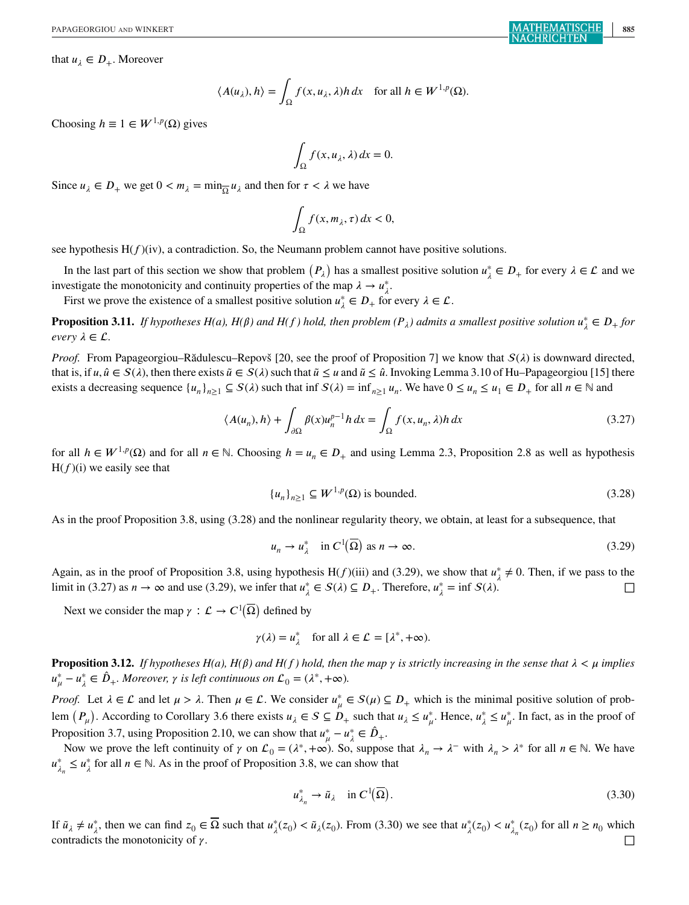that $u_\lambda \in D_+$. Moreover

$$\langle A(u_\lambda), h\rangle = \int_\Omega f(x, u_\lambda, \lambda) h\, dx \quad \text{for all } h \in W^{1,p}(\Omega).$$

Choosing $h \equiv 1 \in W^{1,p}(\Omega)$ gives

$$\int_\Omega f(x, u_\lambda, \lambda)\, dx = 0.$$

Since $u_\lambda \in D_+$ we get $0 < m_\lambda = \min_{\overline{\Omega}} u_\lambda$ and then for $\tau < \lambda$ we have

$$\int_\Omega f(x, m_\lambda, \tau)\, dx < 0,$$

see hypothesis H($f$)(iv), a contradiction. So, the Neumann problem cannot have positive solutions.

In the last part of this section we show that problem $(P_\lambda)$ has a smallest positive solution $u_\lambda^* \in D_+$ for every $\lambda \in \mathcal{L}$ and we investigate the monotonicity and continuity properties of the map $\lambda \to u_\lambda^*$.

First we prove the existence of a smallest positive solution $u_\lambda^* \in D_+$ for every $\lambda \in \mathcal{L}$.

**Proposition 3.11.** *If hypotheses H(a), H(β) and H(f) hold, then problem $(P_\lambda)$ admits a smallest positive solution $u_\lambda^* \in D_+$ for every $\lambda \in \mathcal{L}$.*

*Proof.* From Papageorgiou–Rădulescu–Repovš [20, see the proof of Proposition 7] we know that $\mathcal{S}(\lambda)$ is downward directed, that is, if $u, \hat{u} \in \mathcal{S}(\lambda)$, then there exists $\tilde{u} \in \mathcal{S}(\lambda)$ such that $\tilde{u} \le u$ and $\tilde{u} \le \hat{u}$. Invoking Lemma 3.10 of Hu–Papageorgiou [15] there exists a decreasing sequence $\{u_n\}_{n\ge1} \subseteq \mathcal{S}(\lambda)$ such that $\inf \mathcal{S}(\lambda) = \inf_{n\ge1} u_n$. We have $0 \le u_n \le u_1 \in D_+$ for all $n \in \mathbb{N}$ and

$$\langle A(u_n), h\rangle + \int_{\partial\Omega} \beta(x) u_n^{p-1} h\, dx = \int_\Omega f(x, u_n, \lambda) h\, dx \tag{3.27}$$

for all $h \in W^{1,p}(\Omega)$ and for all $n \in \mathbb{N}$. Choosing $h = u_n \in D_+$ and using Lemma 2.3, Proposition 2.8 as well as hypothesis H($f$)(i) we easily see that

$$\{u_n\}_{n\ge1} \subseteq W^{1,p}(\Omega) \text{ is bounded.} \tag{3.28}$$

As in the proof Proposition 3.8, using (3.28) and the nonlinear regularity theory, we obtain, at least for a subsequence, that

$$u_n \to u_\lambda^* \quad \text{in } C^1(\overline{\Omega}) \text{ as } n \to \infty. \tag{3.29}$$

Again, as in the proof of Proposition 3.8, using hypothesis H($f$)(iii) and (3.29), we show that $u_\lambda^* \neq 0$. Then, if we pass to the limit in (3.27) as $n \to \infty$ and use (3.29), we infer that $u_\lambda^* \in \mathcal{S}(\lambda) \subseteq D_+$. Therefore, $u_\lambda^* = \inf \mathcal{S}(\lambda)$. □

Next we consider the map $\gamma : \mathcal{L} \to C^1(\overline{\Omega})$ defined by

$$\gamma(\lambda) = u_\lambda^* \quad \text{for all } \lambda \in \mathcal{L} = [\lambda^*, +\infty).$$

**Proposition 3.12.** *If hypotheses H(a), H(β) and H(f) hold, then the map γ is strictly increasing in the sense that $\lambda < \mu$ implies $u_\mu^* - u_\lambda^* \in \hat{D}_+$. Moreover, γ is left continuous on $\mathcal{L}_0 = (\lambda^*, +\infty)$.*

*Proof.* Let $\lambda \in \mathcal{L}$ and let $\mu > \lambda$. Then $\mu \in \mathcal{L}$. We consider $u_\mu^* \in \mathcal{S}(\mu) \subseteq D_+$ which is the minimal positive solution of problem $(P_\mu)$. According to Corollary 3.6 there exists $u_\lambda \in \mathcal{S} \subseteq D_+$ such that $u_\lambda \le u_\mu^*$. Hence, $u_\lambda^* \le u_\mu^*$. In fact, as in the proof of Proposition 3.7, using Proposition 2.10, we can show that $u_\mu^* - u_\lambda^* \in \hat{D}_+$.

Now we prove the left continuity of $\gamma$ on $\mathcal{L}_0 = (\lambda^*, +\infty)$. So, suppose that $\lambda_n \to \lambda^-$ with $\lambda_n > \lambda^*$ for all $n \in \mathbb{N}$. We have $u_{\lambda_n}^* \le u_\lambda^*$ for all $n \in \mathbb{N}$. As in the proof of Proposition 3.8, we can show that

$$u_{\lambda_n}^* \to \tilde{u}_\lambda \quad \text{in } C^1(\overline{\Omega}). \tag{3.30}$$

If $\tilde{u}_\lambda \neq u_\lambda^*$, then we can find $z_0 \in \overline{\Omega}$ such that $u_\lambda^*(z_0) < \tilde{u}_\lambda(z_0)$. From (3.30) we see that $u_\lambda^*(z_0) < u_{\lambda_n}^*(z_0)$ for all $n \ge n_0$ which contradicts the monotonicity of $\gamma$. □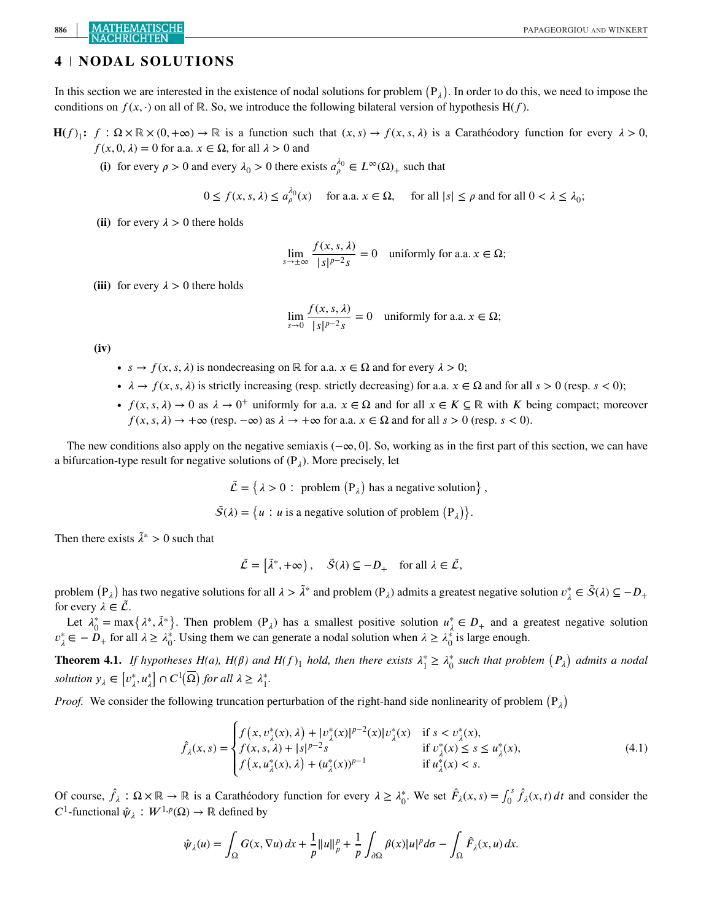## 4 | NODAL SOLUTIONS

In this section we are interested in the existence of nodal solutions for problem $(\mathrm{P}_\lambda)$. In order to do this, we need to impose the conditions on $f(x,\cdot)$ on all of $\mathbb{R}$. So, we introduce the following bilateral version of hypothesis H($f$).

**H($f$)$_1$:** $f : \Omega \times \mathbb{R} \times (0,+\infty) \to \mathbb{R}$ is a function such that $(x,s) \to f(x,s,\lambda)$ is a Carathéodory function for every $\lambda > 0$, $f(x,0,\lambda) = 0$ for a.a. $x \in \Omega$, for all $\lambda > 0$ and

**(i)** for every $\rho > 0$ and every $\lambda_0 > 0$ there exists $a_\rho^{\lambda_0} \in L^\infty(\Omega)_+$ such that

$$0 \leq f(x,s,\lambda) \leq a_\rho^{\lambda_0}(x) \quad \text{for a.a. } x \in \Omega, \quad \text{for all } |s| \leq \rho \text{ and for all } 0 < \lambda \leq \lambda_0;$$

**(ii)** for every $\lambda > 0$ there holds

$$\lim_{s \to \pm\infty} \frac{f(x,s,\lambda)}{|s|^{p-2}s} = 0 \quad \text{uniformly for a.a. } x \in \Omega;$$

**(iii)** for every $\lambda > 0$ there holds

$$\lim_{s \to 0} \frac{f(x,s,\lambda)}{|s|^{p-2}s} = 0 \quad \text{uniformly for a.a. } x \in \Omega;$$

**(iv)**

- $s \to f(x,s,\lambda)$ is nondecreasing on $\mathbb{R}$ for a.a. $x \in \Omega$ and for every $\lambda > 0$;
- $\lambda \to f(x,s,\lambda)$ is strictly increasing (resp. strictly decreasing) for a.a. $x \in \Omega$ and for all $s > 0$ (resp. $s < 0$);
- $f(x,s,\lambda) \to 0$ as $\lambda \to 0^+$ uniformly for a.a. $x \in \Omega$ and for all $x \in K \subseteq \mathbb{R}$ with $K$ being compact; moreover $f(x,s,\lambda) \to +\infty$ (resp. $-\infty$) as $\lambda \to +\infty$ for a.a. $x \in \Omega$ and for all $s > 0$ (resp. $s < 0$).

The new conditions also apply on the negative semiaxis $(-\infty, 0]$. So, working as in the first part of this section, we can have a bifurcation-type result for negative solutions of $(\mathrm{P}_\lambda)$. More precisely, let

$$\tilde{\mathcal{L}} = \left\{\lambda > 0 : \text{ problem } (\mathrm{P}_\lambda) \text{ has a negative solution}\right\},$$

$$\tilde{S}(\lambda) = \left\{u : u \text{ is a negative solution of problem } (\mathrm{P}_\lambda)\right\}.$$

Then there exists $\tilde{\lambda}^* > 0$ such that

$$\tilde{\mathcal{L}} = \left[\tilde{\lambda}^*, +\infty\right), \quad \tilde{S}(\lambda) \subseteq -D_+ \quad \text{for all } \lambda \in \tilde{\mathcal{L}},$$

problem $(\mathrm{P}_\lambda)$ has two negative solutions for all $\lambda > \tilde{\lambda}^*$ and problem $(\mathrm{P}_\lambda)$ admits a greatest negative solution $v_\lambda^* \in \tilde{S}(\lambda) \subseteq -D_+$ for every $\lambda \in \tilde{\mathcal{L}}$.

Let $\lambda_0^* = \max\{\lambda^*, \tilde{\lambda}^*\}$. Then problem $(\mathrm{P}_\lambda)$ has a smallest positive solution $u_\lambda^* \in D_+$ and a greatest negative solution $v_\lambda^* \in -D_+$ for all $\lambda \geq \lambda_0^*$. Using them we can generate a nodal solution when $\lambda \geq \lambda_0^*$ is large enough.

**Theorem 4.1.** *If hypotheses H(a), H($\beta$) and H($f$)$_1$ hold, then there exists $\lambda_1^* \geq \lambda_0^*$ such that problem $(P_\lambda)$ admits a nodal solution $y_\lambda \in [v_\lambda^*, u_\lambda^*] \cap C^1(\overline{\Omega})$ for all $\lambda \geq \lambda_1^*$.*

*Proof.* We consider the following truncation perturbation of the right-hand side nonlinearity of problem $(\mathrm{P}_\lambda)$

$$\hat{f}_\lambda(x,s) = \begin{cases} f\left(x, v_\lambda^*(x), \lambda\right) + |v_\lambda^*(x)|^{p-2}(x)|v_\lambda^*(x) & \text{if } s < v_\lambda^*(x), \\ f(x,s,\lambda) + |s|^{p-2}s & \text{if } v_\lambda^*(x) \leq s \leq u_\lambda^*(x), \\ f\left(x, u_\lambda^*(x), \lambda\right) + (u_\lambda^*(x))^{p-1} & \text{if } u_\lambda^*(x) < s. \end{cases} \tag{4.1}$$

Of course, $\hat{f}_\lambda : \Omega \times \mathbb{R} \to \mathbb{R}$ is a Carathéodory function for every $\lambda \geq \lambda_0^*$. We set $\hat{F}_\lambda(x,s) = \int_0^s \hat{f}_\lambda(x,t)\,dt$ and consider the $C^1$-functional $\hat{\psi}_\lambda : W^{1,p}(\Omega) \to \mathbb{R}$ defined by

$$\hat{\psi}_\lambda(u) = \int_\Omega G(x, \nabla u)\,dx + \frac{1}{p}\|u\|_p^p + \frac{1}{p}\int_{\partial\Omega} \beta(x)|u|^p d\sigma - \int_\Omega \hat{F}_\lambda(x,u)\,dx.$$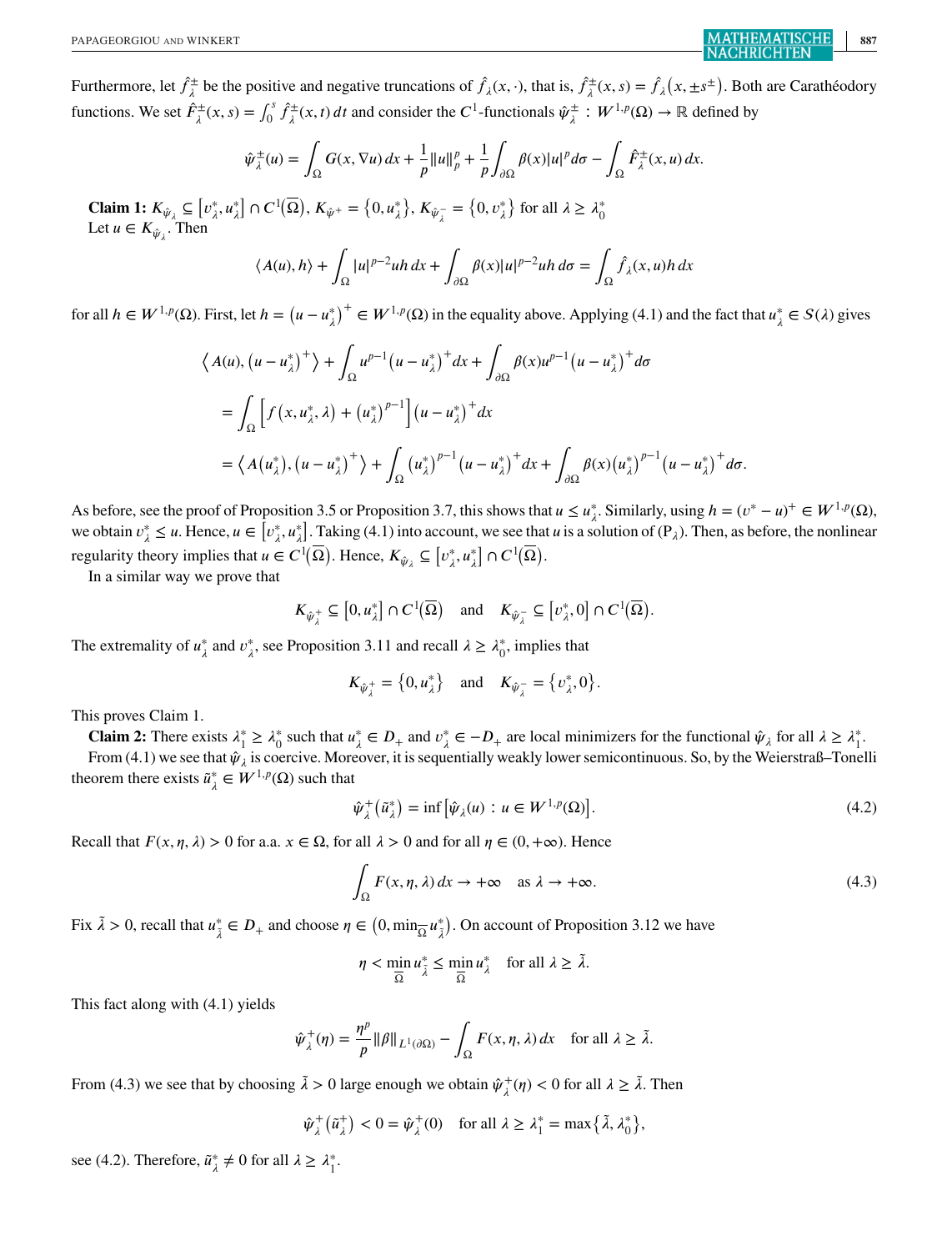Furthermore, let $\hat{f}^{\pm}_{\lambda}$ be the positive and negative truncations of $\hat{f}_{\lambda}(x,\cdot)$, that is, $\hat{f}^{\pm}_{\lambda}(x,s) = \hat{f}_{\lambda}\big(x, \pm s^{\pm}\big)$. Both are Carathéodory functions. We set $\hat{F}^{\pm}_{\lambda}(x,s) = \int_0^s \hat{f}^{\pm}_{\lambda}(x,t)\,dt$ and consider the $C^1$-functionals $\hat{\psi}^{\pm}_{\lambda} : W^{1,p}(\Omega) \to \mathbb{R}$ defined by

$$\hat{\psi}^{\pm}_{\lambda}(u) = \int_{\Omega} G(x, \nabla u)\,dx + \frac{1}{p}\|u\|_p^p + \frac{1}{p}\int_{\partial\Omega} \beta(x)|u|^p d\sigma - \int_{\Omega} \hat{F}^{\pm}_{\lambda}(x,u)\,dx.$$

**Claim 1:** $K_{\hat{\psi}_{\lambda}} \subseteq \big[v^*_{\lambda}, u^*_{\lambda}\big] \cap C^1(\overline{\Omega})$, $K_{\hat{\psi}^+} = \big\{0, u^*_{\lambda}\big\}$, $K_{\hat{\psi}^-_{\lambda}} = \big\{0, v^*_{\lambda}\big\}$ for all $\lambda \geq \lambda^*_0$

Let $u \in K_{\hat{\psi}_{\lambda}}$. Then

$$\langle A(u), h\rangle + \int_{\Omega} |u|^{p-2}uh\,dx + \int_{\partial\Omega} \beta(x)|u|^{p-2}uh\,d\sigma = \int_{\Omega} \hat{f}_{\lambda}(x,u)h\,dx$$

for all $h \in W^{1,p}(\Omega)$. First, let $h = \big(u - u^*_{\lambda}\big)^+ \in W^{1,p}(\Omega)$ in the equality above. Applying (4.1) and the fact that $u^*_{\lambda} \in S(\lambda)$ gives

$$\begin{aligned}
&\Big\langle A(u), \big(u - u^*_{\lambda}\big)^+\Big\rangle + \int_{\Omega} u^{p-1}\big(u - u^*_{\lambda}\big)^+ dx + \int_{\partial\Omega} \beta(x)u^{p-1}\big(u - u^*_{\lambda}\big)^+ d\sigma \\
&= \int_{\Omega} \Big[f\big(x, u^*_{\lambda}, \lambda\big) + \big(u^*_{\lambda}\big)^{p-1}\Big]\big(u - u^*_{\lambda}\big)^+ dx \\
&= \Big\langle A\big(u^*_{\lambda}\big), \big(u - u^*_{\lambda}\big)^+\Big\rangle + \int_{\Omega} \big(u^*_{\lambda}\big)^{p-1}\big(u - u^*_{\lambda}\big)^+ dx + \int_{\partial\Omega} \beta(x)\big(u^*_{\lambda}\big)^{p-1}\big(u - u^*_{\lambda}\big)^+ d\sigma.
\end{aligned}$$

As before, see the proof of Proposition 3.5 or Proposition 3.7, this shows that $u \leq u^*_{\lambda}$. Similarly, using $h = (v^* - u)^+ \in W^{1,p}(\Omega)$, we obtain $v^*_{\lambda} \leq u$. Hence, $u \in \big[v^*_{\lambda}, u^*_{\lambda}\big]$. Taking (4.1) into account, we see that $u$ is a solution of $(\mathrm{P}_{\lambda})$. Then, as before, the nonlinear regularity theory implies that $u \in C^1(\overline{\Omega})$. Hence, $K_{\hat{\psi}_{\lambda}} \subseteq \big[v^*_{\lambda}, u^*_{\lambda}\big] \cap C^1(\overline{\Omega})$.

In a similar way we prove that

$$K_{\hat{\psi}^+_{\lambda}} \subseteq \big[0, u^*_{\lambda}\big] \cap C^1(\overline{\Omega}) \quad \text{and} \quad K_{\hat{\psi}^-_{\lambda}} \subseteq \big[v^*_{\lambda}, 0\big] \cap C^1(\overline{\Omega}).$$

The extremality of $u^*_{\lambda}$ and $v^*_{\lambda}$, see Proposition 3.11 and recall $\lambda \geq \lambda^*_0$, implies that

$$K_{\hat{\psi}^+_{\lambda}} = \big\{0, u^*_{\lambda}\big\} \quad \text{and} \quad K_{\hat{\psi}^-_{\lambda}} = \big\{v^*_{\lambda}, 0\big\}.$$

This proves Claim 1.

**Claim 2:** There exists $\lambda^*_1 \geq \lambda^*_0$ such that $u^*_{\lambda} \in D_+$ and $v^*_{\lambda} \in -D_+$ are local minimizers for the functional $\hat{\psi}_{\lambda}$ for all $\lambda \geq \lambda^*_1$.

From (4.1) we see that $\hat{\psi}_{\lambda}$ is coercive. Moreover, it is sequentially weakly lower semicontinuous. So, by the Weierstraß–Tonelli theorem there exists $\tilde{u}^*_{\lambda} \in W^{1,p}(\Omega)$ such that

$$\hat{\psi}^+_{\lambda}\big(\tilde{u}^*_{\lambda}\big) = \inf\big[\hat{\psi}_{\lambda}(u) : u \in W^{1,p}(\Omega)\big]. \tag{4.2}$$

Recall that $F(x, \eta, \lambda) > 0$ for a.a. $x \in \Omega$, for all $\lambda > 0$ and for all $\eta \in (0, +\infty)$. Hence

$$\int_{\Omega} F(x, \eta, \lambda)\,dx \to +\infty \quad \text{as } \lambda \to +\infty. \tag{4.3}$$

Fix $\tilde{\lambda} > 0$, recall that $u^*_{\lambda} \in D_+$ and choose $\eta \in \big(0, \min_{\overline{\Omega}} u^*_{\tilde{\lambda}}\big)$. On account of Proposition 3.12 we have

$$\eta < \min_{\overline{\Omega}} u^*_{\tilde{\lambda}} \leq \min_{\overline{\Omega}} u^*_{\lambda} \quad \text{for all } \lambda \geq \tilde{\lambda}.$$

This fact along with (4.1) yields

$$\hat{\psi}^+_{\lambda}(\eta) = \frac{\eta^p}{p}\|\beta\|_{L^1(\partial\Omega)} - \int_{\Omega} F(x, \eta, \lambda)\,dx \quad \text{for all } \lambda \geq \tilde{\lambda}.$$

From (4.3) we see that by choosing $\tilde{\lambda} > 0$ large enough we obtain $\hat{\psi}^+_{\lambda}(\eta) < 0$ for all $\lambda \geq \tilde{\lambda}$. Then

$$\hat{\psi}^+_{\lambda}\big(\tilde{u}^+_{\lambda}\big) < 0 = \hat{\psi}^+_{\lambda}(0) \quad \text{for all } \lambda \geq \lambda^*_1 = \max\big\{\tilde{\lambda}, \lambda^*_0\big\},$$

see (4.2). Therefore, $\tilde{u}^*_{\lambda} \neq 0$ for all $\lambda \geq \lambda^*_1$.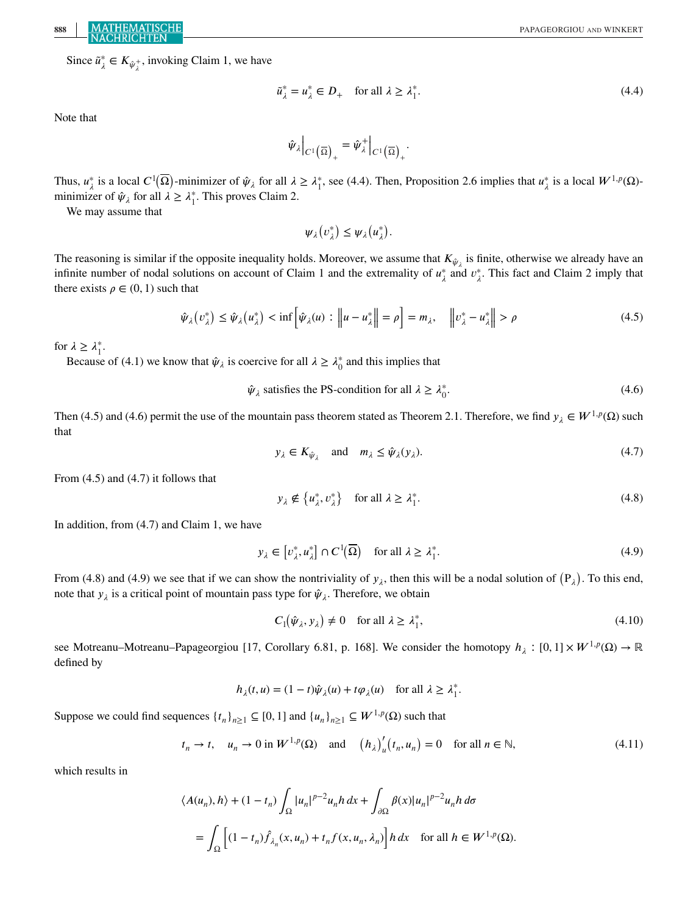Since $\tilde{u}_\lambda^* \in K_{\hat{\psi}_\lambda^+}$, invoking Claim 1, we have

$$\tilde{u}_\lambda^* = u_\lambda^* \in D_+ \quad \text{for all } \lambda \geq \lambda_1^*. \tag{4.4}$$

Note that

$$\hat{\psi}_\lambda \Big|_{C^1(\overline{\Omega})_+} = \hat{\psi}_\lambda^+ \Big|_{C^1(\overline{\Omega})_+}.$$

Thus, $u_\lambda^*$ is a local $C^1(\overline{\Omega})$-minimizer of $\hat{\psi}_\lambda$ for all $\lambda \geq \lambda_1^*$, see (4.4). Then, Proposition 2.6 implies that $u_\lambda^*$ is a local $W^{1,p}(\Omega)$-minimizer of $\hat{\psi}_\lambda$ for all $\lambda \geq \lambda_1^*$. This proves Claim 2.

We may assume that

$$\psi_\lambda(v_\lambda^*) \leq \psi_\lambda(u_\lambda^*).$$

The reasoning is similar if the opposite inequality holds. Moreover, we assume that $K_{\hat{\psi}_\lambda}$ is finite, otherwise we already have an infinite number of nodal solutions on account of Claim 1 and the extremality of $u_\lambda^*$ and $v_\lambda^*$. This fact and Claim 2 imply that there exists $\rho \in (0,1)$ such that

$$\hat{\psi}_\lambda(v_\lambda^*) \leq \hat{\psi}_\lambda(u_\lambda^*) < \inf\left[\hat{\psi}_\lambda(u) : \left\|u - u_\lambda^*\right\| = \rho\right] = m_\lambda, \quad \left\|v_\lambda^* - u_\lambda^*\right\| > \rho \tag{4.5}$$

for $\lambda \geq \lambda_1^*$.

Because of (4.1) we know that $\hat{\psi}_\lambda$ is coercive for all $\lambda \geq \lambda_0^*$ and this implies that

$$\hat{\psi}_\lambda \text{ satisfies the PS-condition for all } \lambda \geq \lambda_0^*. \tag{4.6}$$

Then (4.5) and (4.6) permit the use of the mountain pass theorem stated as Theorem 2.1. Therefore, we find $y_\lambda \in W^{1,p}(\Omega)$ such that

$$y_\lambda \in K_{\hat{\psi}_\lambda} \quad \text{and} \quad m_\lambda \leq \hat{\psi}_\lambda(y_\lambda). \tag{4.7}$$

From (4.5) and (4.7) it follows that

$$y_\lambda \notin \left\{u_\lambda^*, v_\lambda^*\right\} \quad \text{for all } \lambda \geq \lambda_1^*. \tag{4.8}$$

In addition, from (4.7) and Claim 1, we have

$$y_\lambda \in \left[v_\lambda^*, u_\lambda^*\right] \cap C^1(\overline{\Omega}) \quad \text{for all } \lambda \geq \lambda_1^*. \tag{4.9}$$

From (4.8) and (4.9) we see that if we can show the nontriviality of $y_\lambda$, then this will be a nodal solution of $(\mathrm{P}_\lambda)$. To this end, note that $y_\lambda$ is a critical point of mountain pass type for $\hat{\psi}_\lambda$. Therefore, we obtain

$$C_1(\hat{\psi}_\lambda, y_\lambda) \neq 0 \quad \text{for all } \lambda \geq \lambda_1^*, \tag{4.10}$$

see Motreanu–Motreanu–Papageorgiou [17, Corollary 6.81, p. 168]. We consider the homotopy $h_\lambda : [0,1] \times W^{1,p}(\Omega) \to \mathbb{R}$ defined by

$$h_\lambda(t,u) = (1-t)\hat{\psi}_\lambda(u) + t\varphi_\lambda(u) \quad \text{for all } \lambda \geq \lambda_1^*.$$

Suppose we could find sequences $\{t_n\}_{n\geq 1} \subseteq [0,1]$ and $\{u_n\}_{n\geq 1} \subseteq W^{1,p}(\Omega)$ such that

$$t_n \to t, \quad u_n \to 0 \text{ in } W^{1,p}(\Omega) \quad \text{and} \quad (h_\lambda)'_u(t_n, u_n) = 0 \quad \text{for all } n \in \mathbb{N}, \tag{4.11}$$

which results in

$$\begin{aligned}
&\langle A(u_n), h\rangle + (1-t_n)\int_\Omega |u_n|^{p-2}u_n h\,dx + \int_{\partial\Omega} \beta(x)|u_n|^{p-2}u_n h\,d\sigma \\
&= \int_\Omega \left[(1-t_n)\hat{f}_{\lambda_n}(x,u_n) + t_n f(x,u_n,\lambda_n)\right] h\,dx \quad \text{for all } h \in W^{1,p}(\Omega).
\end{aligned}$$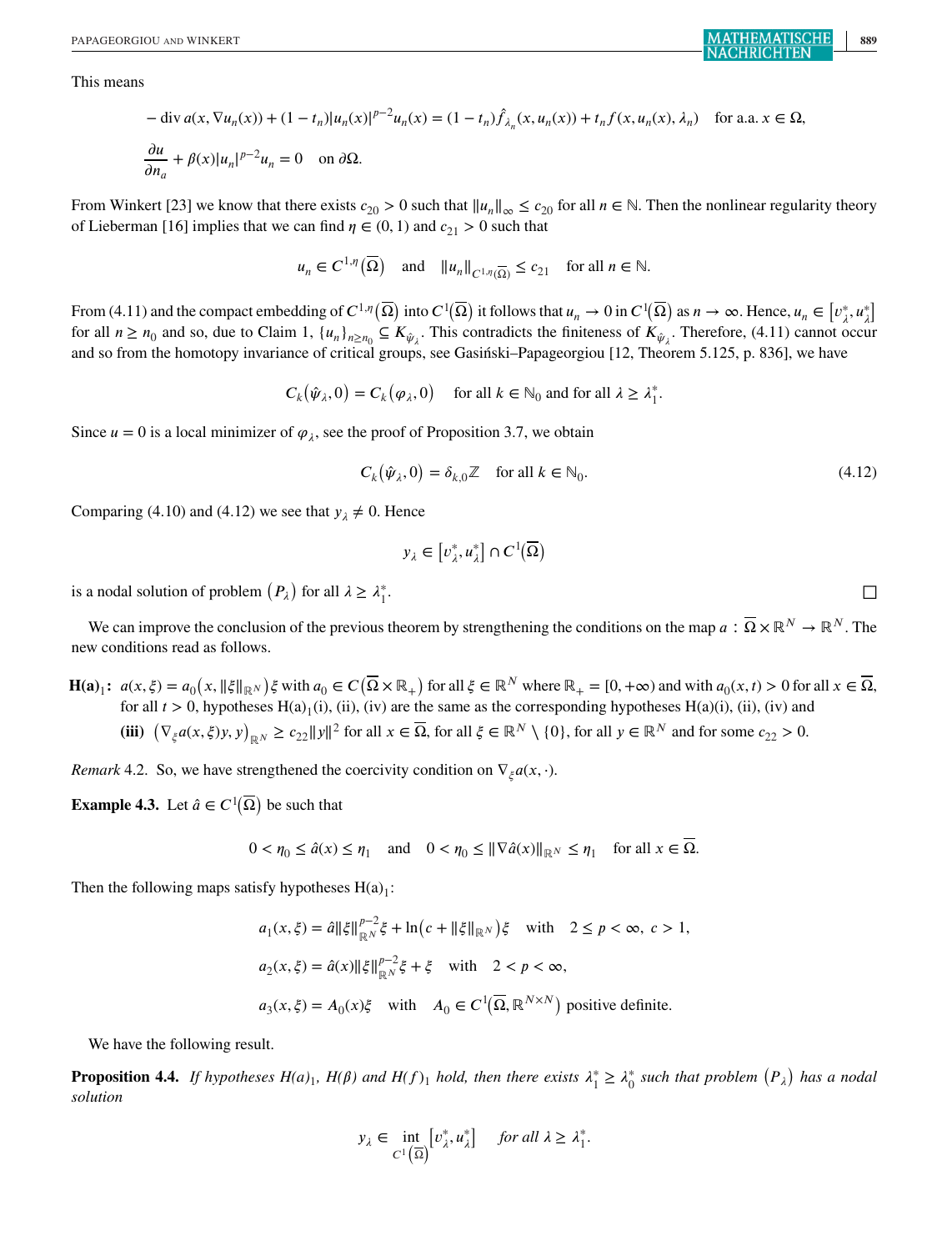This means

$$-\operatorname{div} a(x, \nabla u_n(x)) + (1-t_n)|u_n(x)|^{p-2}u_n(x) = (1-t_n)\hat{f}_{\lambda_n}(x, u_n(x)) + t_n f(x, u_n(x), \lambda_n) \quad \text{for a.a. } x \in \Omega,$$

$$\frac{\partial u}{\partial n_a} + \beta(x)|u_n|^{p-2}u_n = 0 \quad \text{on } \partial\Omega.$$

From Winkert [23] we know that there exists $c_{20} > 0$ such that $\|u_n\|_\infty \le c_{20}$ for all $n \in \mathbb{N}$. Then the nonlinear regularity theory of Lieberman [16] implies that we can find $\eta \in (0,1)$ and $c_{21} > 0$ such that

$$u_n \in C^{1,\eta}(\overline{\Omega}) \quad \text{and} \quad \|u_n\|_{C^{1,\eta}(\overline{\Omega})} \le c_{21} \quad \text{for all } n \in \mathbb{N}.$$

From (4.11) and the compact embedding of $C^{1,\eta}(\overline{\Omega})$ into $C^1(\overline{\Omega})$ it follows that $u_n \to 0$ in $C^1(\overline{\Omega})$ as $n \to \infty$. Hence, $u_n \in [v_\lambda^*, u_\lambda^*]$ for all $n \ge n_0$ and so, due to Claim 1, $\{u_n\}_{n \ge n_0} \subseteq K_{\hat{\psi}_\lambda}$. This contradicts the finiteness of $K_{\hat{\psi}_\lambda}$. Therefore, (4.11) cannot occur and so from the homotopy invariance of critical groups, see Gasiński–Papageorgiou [12, Theorem 5.125, p. 836], we have

$$C_k(\hat{\psi}_\lambda, 0) = C_k(\varphi_\lambda, 0) \quad \text{for all } k \in \mathbb{N}_0 \text{ and for all } \lambda \ge \lambda_1^*.$$

Since $u = 0$ is a local minimizer of $\varphi_\lambda$, see the proof of Proposition 3.7, we obtain

$$C_k(\hat{\psi}_\lambda, 0) = \delta_{k,0}\mathbb{Z} \quad \text{for all } k \in \mathbb{N}_0. \tag{4.12}$$

Comparing (4.10) and (4.12) we see that $y_\lambda \ne 0$. Hence

$$y_\lambda \in [v_\lambda^*, u_\lambda^*] \cap C^1(\overline{\Omega})$$

is a nodal solution of problem $(P_\lambda)$ for all $\lambda \ge \lambda_1^*$. □

We can improve the conclusion of the previous theorem by strengthening the conditions on the map $a : \overline{\Omega} \times \mathbb{R}^N \to \mathbb{R}^N$. The new conditions read as follows.

**H(a)$_1$:** $a(x,\xi) = a_0(x, \|\xi\|_{\mathbb{R}^N})\xi$ with $a_0 \in C(\overline{\Omega} \times \mathbb{R}_+)$ for all $\xi \in \mathbb{R}^N$ where $\mathbb{R}_+ = [0, +\infty)$ and with $a_0(x,t) > 0$ for all $x \in \overline{\Omega}$, for all $t > 0$, hypotheses H(a)$_1$(i), (ii), (iv) are the same as the corresponding hypotheses H(a)(i), (ii), (iv) and

**(iii)** $(\nabla_\xi a(x,\xi)y, y)_{\mathbb{R}^N} \ge c_{22}\|y\|^2$ for all $x \in \overline{\Omega}$, for all $\xi \in \mathbb{R}^N \setminus \{0\}$, for all $y \in \mathbb{R}^N$ and for some $c_{22} > 0$.

*Remark* 4.2. So, we have strengthened the coercivity condition on $\nabla_\xi a(x,\cdot)$.

**Example 4.3.** Let $\hat{a} \in C^1(\overline{\Omega})$ be such that

$$0 < \eta_0 \le \hat{a}(x) \le \eta_1 \quad \text{and} \quad 0 < \eta_0 \le \|\nabla \hat{a}(x)\|_{\mathbb{R}^N} \le \eta_1 \quad \text{for all } x \in \overline{\Omega}.$$

Then the following maps satisfy hypotheses H(a)$_1$:

$$a_1(x,\xi) = \hat{a}\|\xi\|_{\mathbb{R}^N}^{p-2}\xi + \ln(c + \|\xi\|_{\mathbb{R}^N})\xi \quad \text{with} \quad 2 \le p < \infty,\ c > 1,$$

$$a_2(x,\xi) = \hat{a}(x)\|\xi\|_{\mathbb{R}^N}^{p-2}\xi + \xi \quad \text{with} \quad 2 < p < \infty,$$

$$a_3(x,\xi) = A_0(x)\xi \quad \text{with} \quad A_0 \in C^1(\overline{\Omega}, \mathbb{R}^{N \times N}) \text{ positive definite.}$$

We have the following result.

**Proposition 4.4.** *If hypotheses H(a)$_1$, H($\beta$) and H(f)$_1$ hold, then there exists $\lambda_1^* \ge \lambda_0^*$ such that problem $(P_\lambda)$ has a nodal solution*

$$y_\lambda \in \operatorname*{int}_{C^1(\overline{\Omega})} [v_\lambda^*, u_\lambda^*] \quad \textit{for all } \lambda \ge \lambda_1^*.$$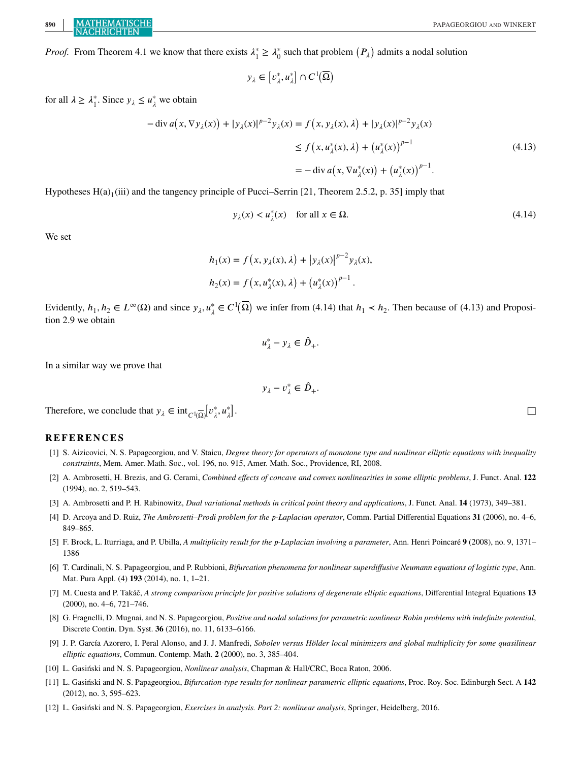*Proof.* From Theorem 4.1 we know that there exists $\lambda_1^* \geq \lambda_0^*$ such that problem $(P_\lambda)$ admits a nodal solution

$$y_\lambda \in [v_\lambda^*, u_\lambda^*] \cap C^1(\overline{\Omega})$$

for all $\lambda \geq \lambda_1^*$. Since $y_\lambda \leq u_\lambda^*$ we obtain

$$\begin{aligned}
-\operatorname{div} a(x, \nabla y_\lambda(x)) + |y_\lambda(x)|^{p-2} y_\lambda(x) &= f(x, y_\lambda(x), \lambda) + |y_\lambda(x)|^{p-2} y_\lambda(x) \\
&\leq f(x, u_\lambda^*(x), \lambda) + (u_\lambda^*(x))^{p-1} \\
&= -\operatorname{div} a(x, \nabla u_\lambda^*(x)) + (u_\lambda^*(x))^{p-1}.
\end{aligned} \tag{4.13}$$

Hypotheses H(a)$_1$(iii) and the tangency principle of Pucci–Serrin [21, Theorem 2.5.2, p. 35] imply that

$$y_\lambda(x) < u_\lambda^*(x) \quad \text{for all } x \in \Omega. \tag{4.14}$$

We set

$$h_1(x) = f(x, y_\lambda(x), \lambda) + |y_\lambda(x)|^{p-2} y_\lambda(x),$$
$$h_2(x) = f(x, u_\lambda^*(x), \lambda) + (u_\lambda^*(x))^{p-1}.$$

Evidently, $h_1, h_2 \in L^\infty(\Omega)$ and since $y_\lambda, u_\lambda^* \in C^1(\overline{\Omega})$ we infer from (4.14) that $h_1 \prec h_2$. Then because of (4.13) and Proposition 2.9 we obtain

$$u_\lambda^* - y_\lambda \in \hat{D}_+.$$

In a similar way we prove that

$$y_\lambda - v_\lambda^* \in \hat{D}_+.$$

Therefore, we conclude that $y_\lambda \in \operatorname{int}_{C^1(\overline{\Omega})} [v_\lambda^*, u_\lambda^*]$. □

## REFERENCES

[1] S. Aizicovici, N. S. Papageorgiou, and V. Staicu, *Degree theory for operators of monotone type and nonlinear elliptic equations with inequality constraints*, Mem. Amer. Math. Soc., vol. 196, no. 915, Amer. Math. Soc., Providence, RI, 2008.

[2] A. Ambrosetti, H. Brezis, and G. Cerami, *Combined effects of concave and convex nonlinearities in some elliptic problems*, J. Funct. Anal. **122** (1994), no. 2, 519–543.

[3] A. Ambrosetti and P. H. Rabinowitz, *Dual variational methods in critical point theory and applications*, J. Funct. Anal. **14** (1973), 349–381.

[4] D. Arcoya and D. Ruiz, *The Ambrosetti–Prodi problem for the p-Laplacian operator*, Comm. Partial Differential Equations **31** (2006), no. 4–6, 849–865.

[5] F. Brock, L. Iturriaga, and P. Ubilla, *A multiplicity result for the p-Laplacian involving a parameter*, Ann. Henri Poincaré **9** (2008), no. 9, 1371–1386

[6] T. Cardinali, N. S. Papageorgiou, and P. Rubbioni, *Bifurcation phenomena for nonlinear superdiffusive Neumann equations of logistic type*, Ann. Mat. Pura Appl. (4) **193** (2014), no. 1, 1–21.

[7] M. Cuesta and P. Takáč, *A strong comparison principle for positive solutions of degenerate elliptic equations*, Differential Integral Equations **13** (2000), no. 4–6, 721–746.

[8] G. Fragnelli, D. Mugnai, and N. S. Papageorgiou, *Positive and nodal solutions for parametric nonlinear Robin problems with indefinite potential*, Discrete Contin. Dyn. Syst. **36** (2016), no. 11, 6133–6166.

[9] J. P. García Azorero, I. Peral Alonso, and J. J. Manfredi, *Sobolev versus Hölder local minimizers and global multiplicity for some quasilinear elliptic equations*, Commun. Contemp. Math. **2** (2000), no. 3, 385–404.

[10] L. Gasiński and N. S. Papageorgiou, *Nonlinear analysis*, Chapman & Hall/CRC, Boca Raton, 2006.

[11] L. Gasiński and N. S. Papageorgiou, *Bifurcation-type results for nonlinear parametric elliptic equations*, Proc. Roy. Soc. Edinburgh Sect. A **142** (2012), no. 3, 595–623.

[12] L. Gasiński and N. S. Papageorgiou, *Exercises in analysis. Part 2: nonlinear analysis*, Springer, Heidelberg, 2016.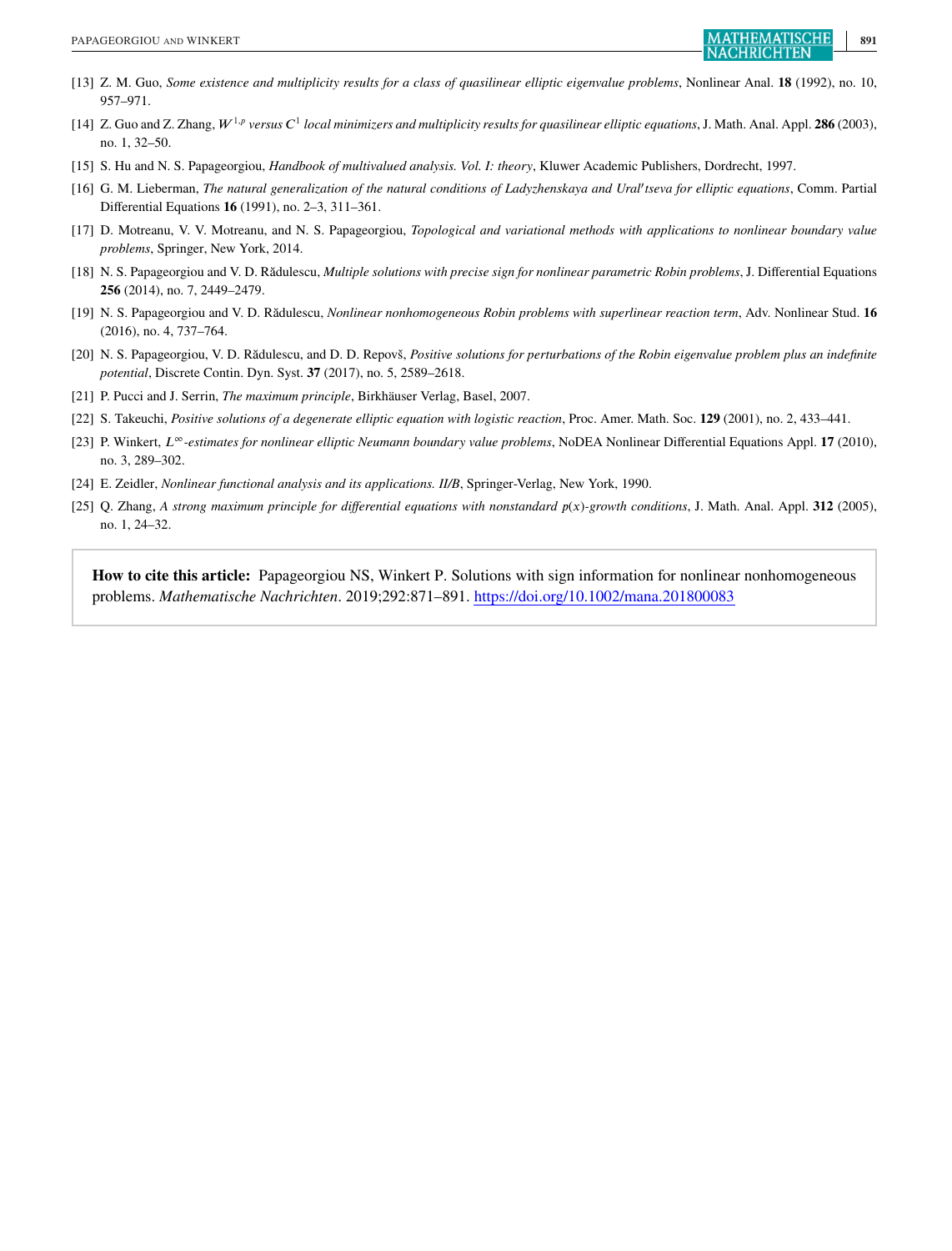[13] Z. M. Guo, *Some existence and multiplicity results for a class of quasilinear elliptic eigenvalue problems*, Nonlinear Anal. **18** (1992), no. 10, 957–971.

[14] Z. Guo and Z. Zhang, *$W^{1,p}$ versus $C^1$ local minimizers and multiplicity results for quasilinear elliptic equations*, J. Math. Anal. Appl. **286** (2003), no. 1, 32–50.

[15] S. Hu and N. S. Papageorgiou, *Handbook of multivalued analysis. Vol. I: theory*, Kluwer Academic Publishers, Dordrecht, 1997.

[16] G. M. Lieberman, *The natural generalization of the natural conditions of Ladyzhenskaya and Ural′tseva for elliptic equations*, Comm. Partial Differential Equations **16** (1991), no. 2–3, 311–361.

[17] D. Motreanu, V. V. Motreanu, and N. S. Papageorgiou, *Topological and variational methods with applications to nonlinear boundary value problems*, Springer, New York, 2014.

[18] N. S. Papageorgiou and V. D. Rădulescu, *Multiple solutions with precise sign for nonlinear parametric Robin problems*, J. Differential Equations **256** (2014), no. 7, 2449–2479.

[19] N. S. Papageorgiou and V. D. Rădulescu, *Nonlinear nonhomogeneous Robin problems with superlinear reaction term*, Adv. Nonlinear Stud. **16** (2016), no. 4, 737–764.

[20] N. S. Papageorgiou, V. D. Rădulescu, and D. D. Repovš, *Positive solutions for perturbations of the Robin eigenvalue problem plus an indefinite potential*, Discrete Contin. Dyn. Syst. **37** (2017), no. 5, 2589–2618.

[21] P. Pucci and J. Serrin, *The maximum principle*, Birkhäuser Verlag, Basel, 2007.

[22] S. Takeuchi, *Positive solutions of a degenerate elliptic equation with logistic reaction*, Proc. Amer. Math. Soc. **129** (2001), no. 2, 433–441.

[23] P. Winkert, *$L^\infty$-estimates for nonlinear elliptic Neumann boundary value problems*, NoDEA Nonlinear Differential Equations Appl. **17** (2010), no. 3, 289–302.

[24] E. Zeidler, *Nonlinear functional analysis and its applications. II/B*, Springer-Verlag, New York, 1990.

[25] Q. Zhang, *A strong maximum principle for differential equations with nonstandard $p(x)$-growth conditions*, J. Math. Anal. Appl. **312** (2005), no. 1, 24–32.

**How to cite this article:** Papageorgiou NS, Winkert P. Solutions with sign information for nonlinear nonhomogeneous problems. *Mathematische Nachrichten*. 2019;292:871–891. https://doi.org/10.1002/mana.201800083